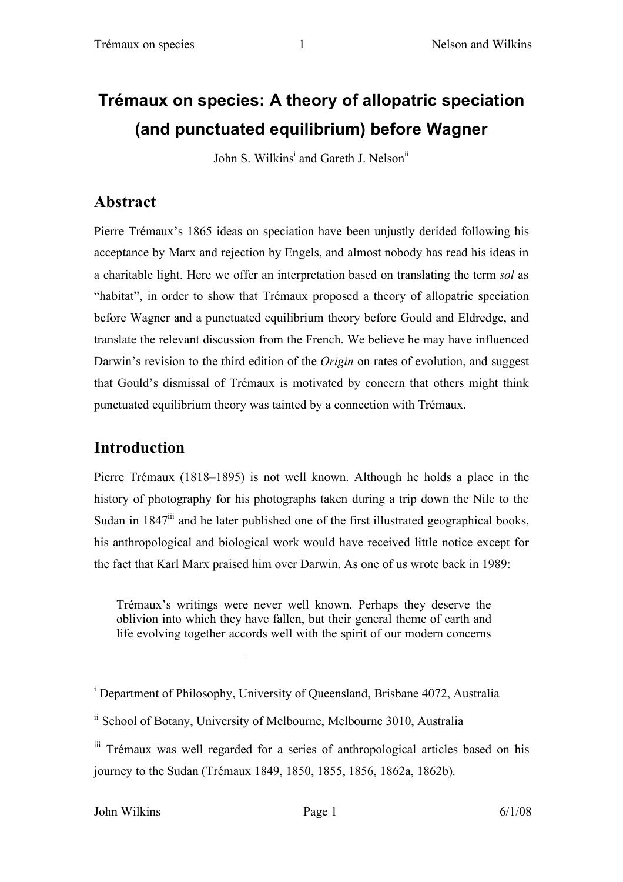# Trémaux on species: A theory of allopatric speciation (and punctuated equilibrium) before Wagner

John S. Wilkins[i] and Gareth J. Nelson[ii]

## Abstract

Pierre Trémaux's 1865 ideas on speciation have been unjustly derided following his acceptance by Marx and rejection by Engels, and almost nobody has read his ideas in a charitable light. Here we offer an interpretation based on translating the term *sol* as "habitat", in order to show that Trémaux proposed a theory of allopatric speciation before Wagner and a punctuated equilibrium theory before Gould and Eldredge, and translate the relevant discussion from the French. We believe he may have influenced Darwin's revision to the third edition of the *Origin* on rates of evolution, and suggest that Gould's dismissal of Trémaux is motivated by concern that others might think punctuated equilibrium theory was tainted by a connection with Trémaux.

## Introduction

Pierre Trémaux (1818–1895) is not well known. Although he holds a place in the history of photography for his photographs taken during a trip down the Nile to the Sudan in 1847[iii] and he later published one of the first illustrated geographical books, his anthropological and biological work would have received little notice except for the fact that Karl Marx praised him over Darwin. As one of us wrote back in 1989:

> Trémaux's writings were never well known. Perhaps they deserve the oblivion into which they have fallen, but their general theme of earth and life evolving together accords well with the spirit of our modern concerns

---

[i] Department of Philosophy, University of Queensland, Brisbane 4072, Australia

[ii] School of Botany, University of Melbourne, Melbourne 3010, Australia

[iii] Trémaux was well regarded for a series of anthropological articles based on his journey to the Sudan (Trémaux 1849, 1850, 1855, 1856, 1862a, 1862b).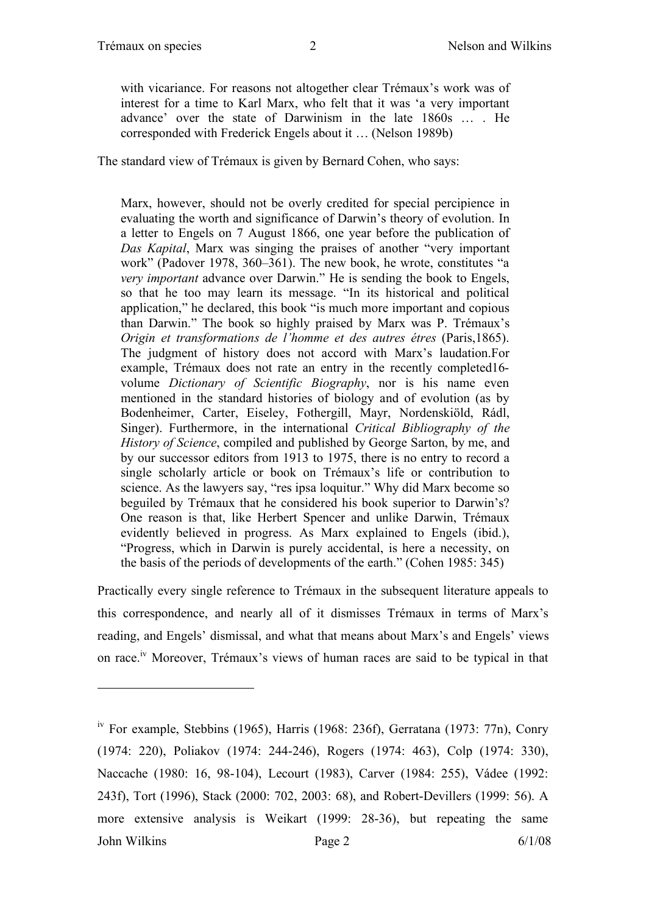> with vicariance. For reasons not altogether clear Trémaux's work was of interest for a time to Karl Marx, who felt that it was 'a very important advance' over the state of Darwinism in the late 1860s … . He corresponded with Frederick Engels about it … (Nelson 1989b)

The standard view of Trémaux is given by Bernard Cohen, who says:

> Marx, however, should not be overly credited for special percipience in evaluating the worth and significance of Darwin's theory of evolution. In a letter to Engels on 7 August 1866, one year before the publication of *Das Kapital*, Marx was singing the praises of another "very important work" (Padover 1978, 360–361). The new book, he wrote, constitutes "a *very important* advance over Darwin." He is sending the book to Engels, so that he too may learn its message. "In its historical and political application," he declared, this book "is much more important and copious than Darwin." The book so highly praised by Marx was P. Trémaux's *Origin et transformations de l'homme et des autres étres* (Paris,1865). The judgment of history does not accord with Marx's laudation.For example, Trémaux does not rate an entry in the recently completed16-volume *Dictionary of Scientific Biography*, nor is his name even mentioned in the standard histories of biology and of evolution (as by Bodenheimer, Carter, Eiseley, Fothergill, Mayr, Nordenskiöld, Rádl, Singer). Furthermore, in the international *Critical Bibliography of the History of Science*, compiled and published by George Sarton, by me, and by our successor editors from 1913 to 1975, there is no entry to record a single scholarly article or book on Trémaux's life or contribution to science. As the lawyers say, "res ipsa loquitur." Why did Marx become so beguiled by Trémaux that he considered his book superior to Darwin's? One reason is that, like Herbert Spencer and unlike Darwin, Trémaux evidently believed in progress. As Marx explained to Engels (ibid.), "Progress, which in Darwin is purely accidental, is here a necessity, on the basis of the periods of developments of the earth." (Cohen 1985: 345)

Practically every single reference to Trémaux in the subsequent literature appeals to this correspondence, and nearly all of it dismisses Trémaux in terms of Marx's reading, and Engels' dismissal, and what that means about Marx's and Engels' views on race.[iv] Moreover, Trémaux's views of human races are said to be typical in that

---

[iv] For example, Stebbins (1965), Harris (1968: 236f), Gerratana (1973: 77n), Conry (1974: 220), Poliakov (1974: 244-246), Rogers (1974: 463), Colp (1974: 330), Naccache (1980: 16, 98-104), Lecourt (1983), Carver (1984: 255), Vádee (1992: 243f), Tort (1996), Stack (2000: 702, 2003: 68), and Robert-Devillers (1999: 56). A more extensive analysis is Weikart (1999: 28-36), but repeating the same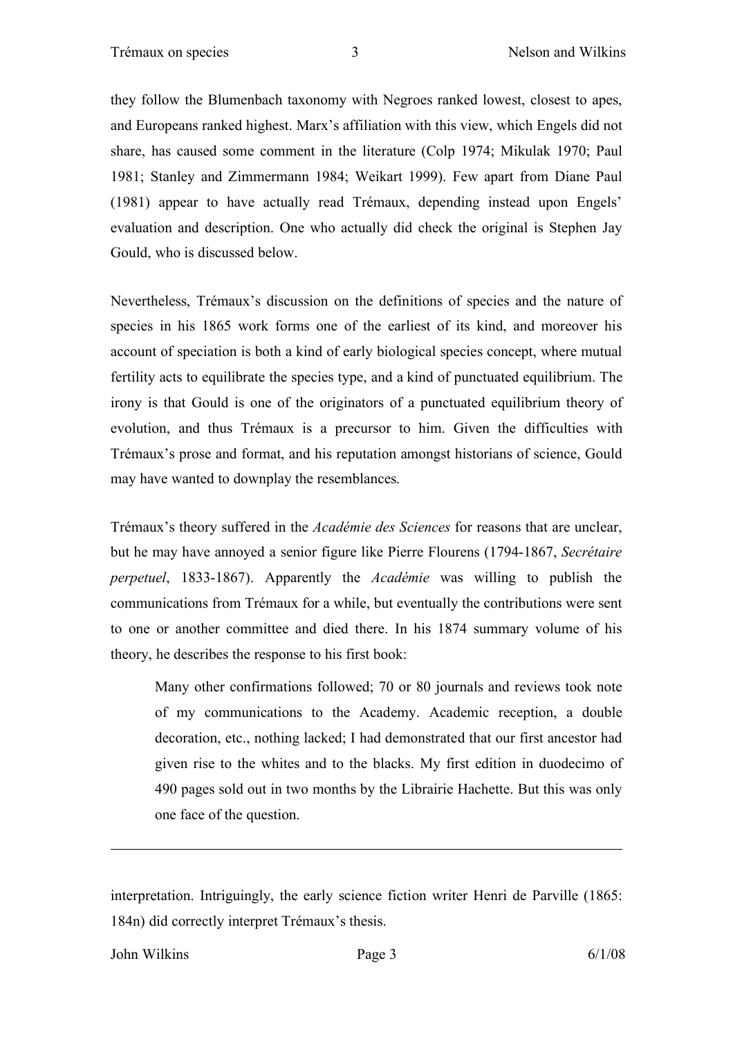they follow the Blumenbach taxonomy with Negroes ranked lowest, closest to apes, and Europeans ranked highest. Marx's affiliation with this view, which Engels did not share, has caused some comment in the literature (Colp 1974; Mikulak 1970; Paul 1981; Stanley and Zimmermann 1984; Weikart 1999). Few apart from Diane Paul (1981) appear to have actually read Trémaux, depending instead upon Engels' evaluation and description. One who actually did check the original is Stephen Jay Gould, who is discussed below.

Nevertheless, Trémaux's discussion on the definitions of species and the nature of species in his 1865 work forms one of the earliest of its kind, and moreover his account of speciation is both a kind of early biological species concept, where mutual fertility acts to equilibrate the species type, and a kind of punctuated equilibrium. The irony is that Gould is one of the originators of a punctuated equilibrium theory of evolution, and thus Trémaux is a precursor to him. Given the difficulties with Trémaux's prose and format, and his reputation amongst historians of science, Gould may have wanted to downplay the resemblances.

Trémaux's theory suffered in the *Académie des Sciences* for reasons that are unclear, but he may have annoyed a senior figure like Pierre Flourens (1794-1867, *Secrétaire perpetuel*, 1833-1867). Apparently the *Académie* was willing to publish the communications from Trémaux for a while, but eventually the contributions were sent to one or another committee and died there. In his 1874 summary volume of his theory, he describes the response to his first book:

> Many other confirmations followed; 70 or 80 journals and reviews took note of my communications to the Academy. Academic reception, a double decoration, etc., nothing lacked; I had demonstrated that our first ancestor had given rise to the whites and to the blacks. My first edition in duodecimo of 490 pages sold out in two months by the Librairie Hachette. But this was only one face of the question.

---

interpretation. Intriguingly, the early science fiction writer Henri de Parville (1865: 184n) did correctly interpret Trémaux's thesis.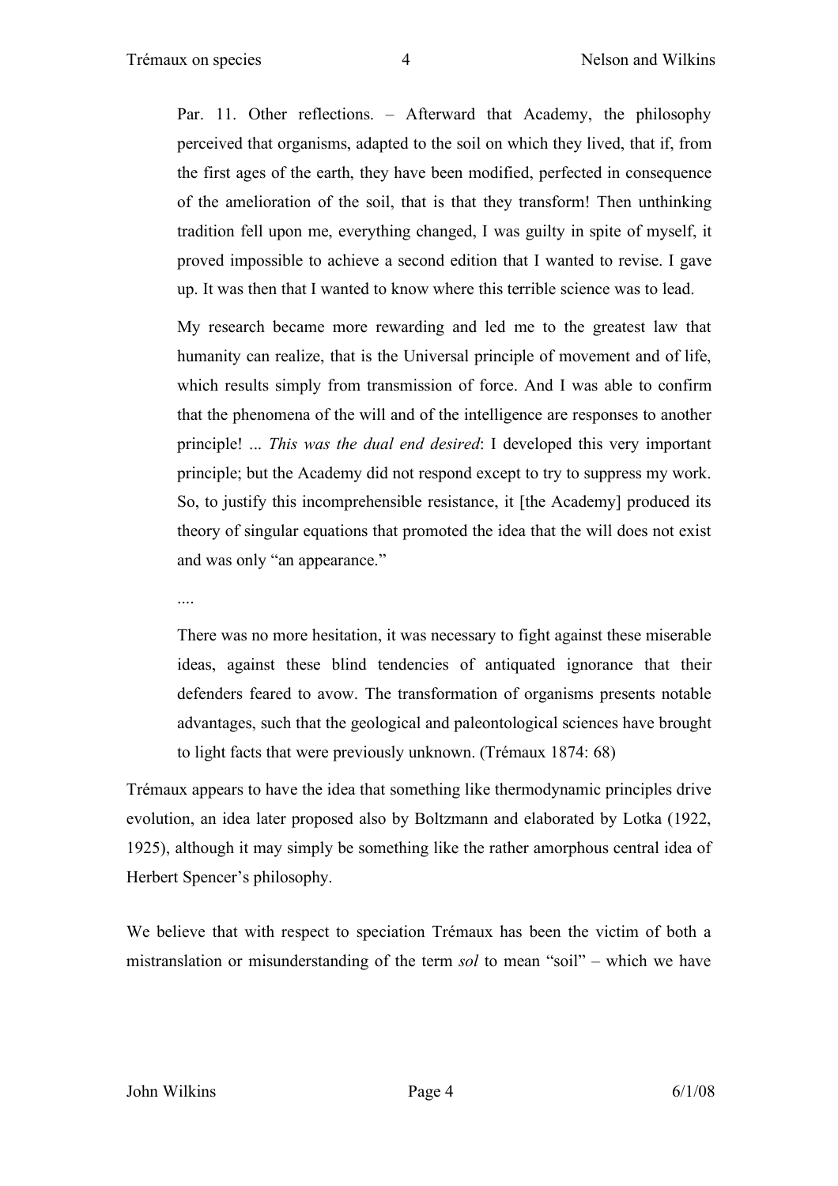> Par. 11. Other reflections. – Afterward that Academy, the philosophy perceived that organisms, adapted to the soil on which they lived, that if, from the first ages of the earth, they have been modified, perfected in consequence of the amelioration of the soil, that is that they transform! Then unthinking tradition fell upon me, everything changed, I was guilty in spite of myself, it proved impossible to achieve a second edition that I wanted to revise. I gave up. It was then that I wanted to know where this terrible science was to lead.
>
> My research became more rewarding and led me to the greatest law that humanity can realize, that is the Universal principle of movement and of life, which results simply from transmission of force. And I was able to confirm that the phenomena of the will and of the intelligence are responses to another principle! ... *This was the dual end desired*: I developed this very important principle; but the Academy did not respond except to try to suppress my work. So, to justify this incomprehensible resistance, it [the Academy] produced its theory of singular equations that promoted the idea that the will does not exist and was only "an appearance."
>
> ....
>
> There was no more hesitation, it was necessary to fight against these miserable ideas, against these blind tendencies of antiquated ignorance that their defenders feared to avow. The transformation of organisms presents notable advantages, such that the geological and paleontological sciences have brought to light facts that were previously unknown. (Trémaux 1874: 68)

Trémaux appears to have the idea that something like thermodynamic principles drive evolution, an idea later proposed also by Boltzmann and elaborated by Lotka (1922, 1925), although it may simply be something like the rather amorphous central idea of Herbert Spencer's philosophy.

We believe that with respect to speciation Trémaux has been the victim of both a mistranslation or misunderstanding of the term *sol* to mean "soil" – which we have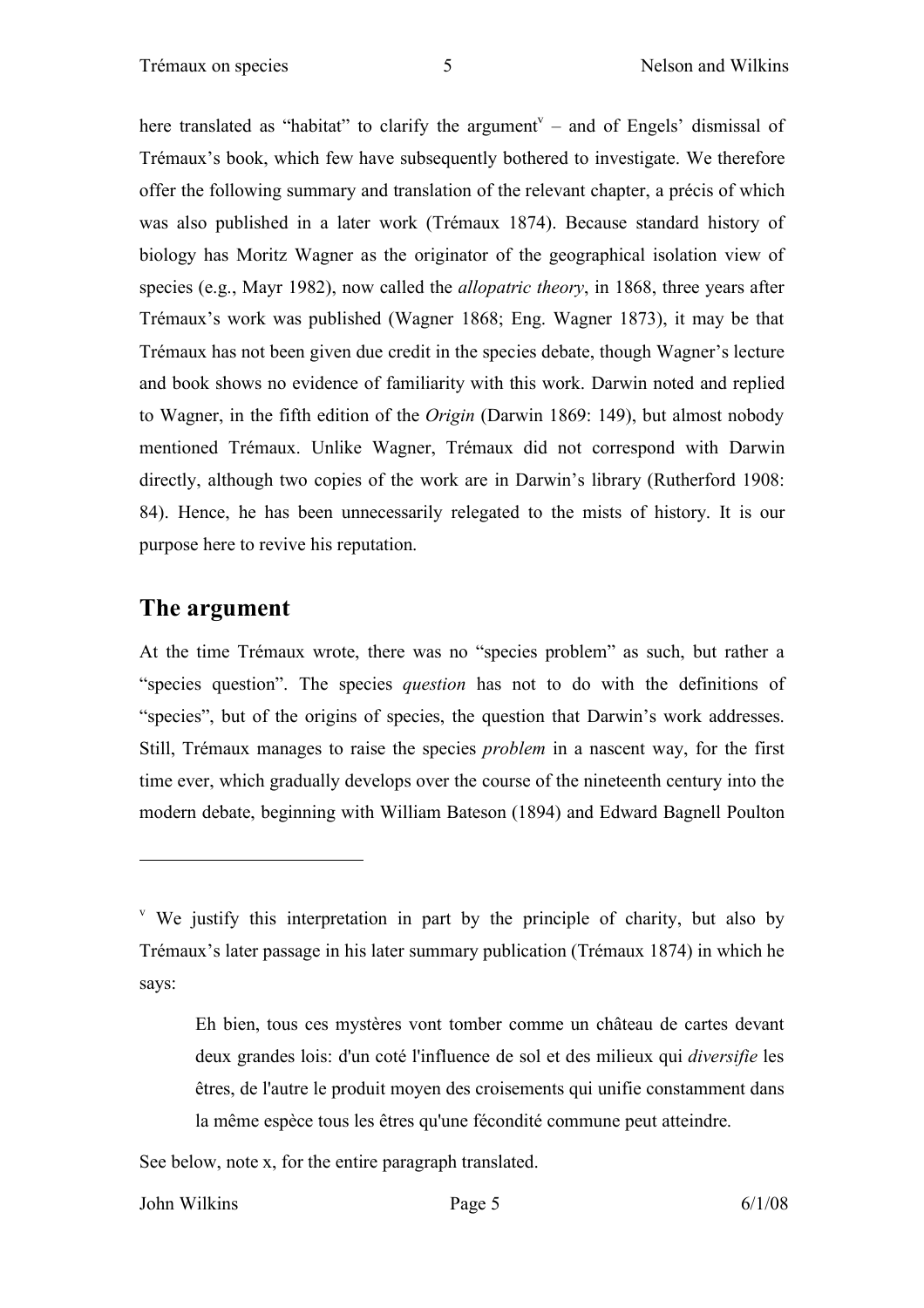here translated as "habitat" to clarify the argument[v] – and of Engels' dismissal of Trémaux's book, which few have subsequently bothered to investigate. We therefore offer the following summary and translation of the relevant chapter, a précis of which was also published in a later work (Trémaux 1874). Because standard history of biology has Moritz Wagner as the originator of the geographical isolation view of species (e.g., Mayr 1982), now called the *allopatric theory*, in 1868, three years after Trémaux's work was published (Wagner 1868; Eng. Wagner 1873), it may be that Trémaux has not been given due credit in the species debate, though Wagner's lecture and book shows no evidence of familiarity with this work. Darwin noted and replied to Wagner, in the fifth edition of the *Origin* (Darwin 1869: 149), but almost nobody mentioned Trémaux. Unlike Wagner, Trémaux did not correspond with Darwin directly, although two copies of the work are in Darwin's library (Rutherford 1908: 84). Hence, he has been unnecessarily relegated to the mists of history. It is our purpose here to revive his reputation.

## The argument

At the time Trémaux wrote, there was no "species problem" as such, but rather a "species question". The species *question* has not to do with the definitions of "species", but of the origins of species, the question that Darwin's work addresses. Still, Trémaux manages to raise the species *problem* in a nascent way, for the first time ever, which gradually develops over the course of the nineteenth century into the modern debate, beginning with William Bateson (1894) and Edward Bagnell Poulton

---

[v] We justify this interpretation in part by the principle of charity, but also by Trémaux's later passage in his later summary publication (Trémaux 1874) in which he says:

> Eh bien, tous ces mystères vont tomber comme un château de cartes devant deux grandes lois: d'un coté l'influence de sol et des milieux qui *diversifie* les êtres, de l'autre le produit moyen des croisements qui unifie constamment dans la même espèce tous les êtres qu'une fécondité commune peut atteindre.

See below, note x, for the entire paragraph translated.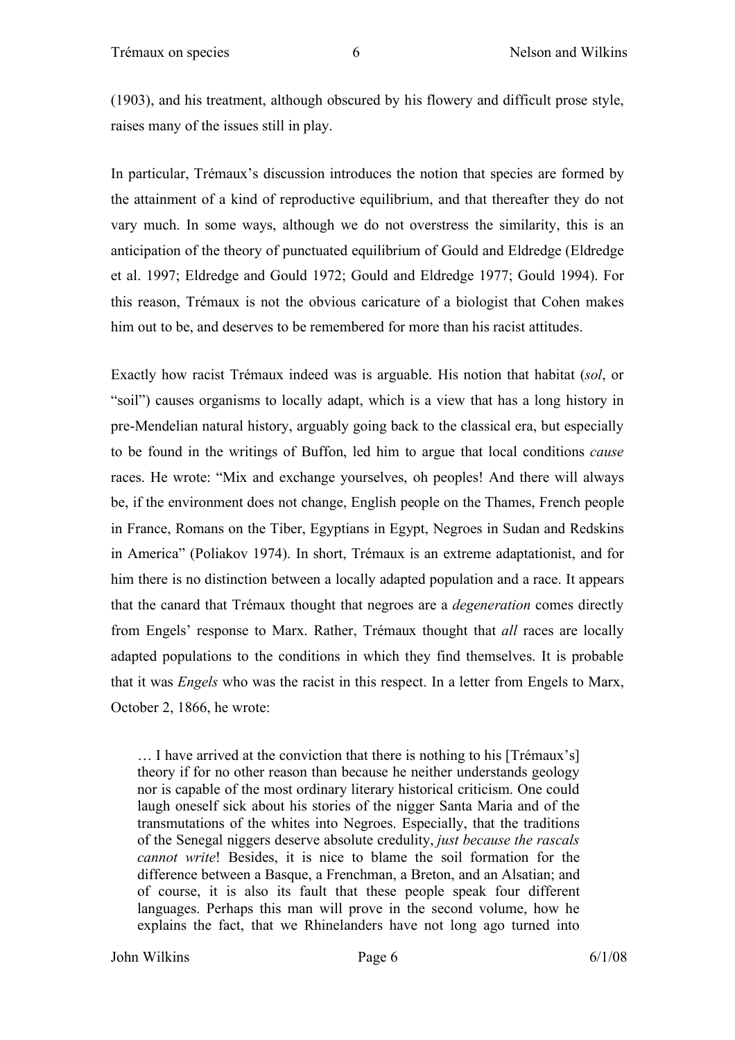(1903), and his treatment, although obscured by his flowery and difficult prose style, raises many of the issues still in play.

In particular, Trémaux's discussion introduces the notion that species are formed by the attainment of a kind of reproductive equilibrium, and that thereafter they do not vary much. In some ways, although we do not overstress the similarity, this is an anticipation of the theory of punctuated equilibrium of Gould and Eldredge (Eldredge et al. 1997; Eldredge and Gould 1972; Gould and Eldredge 1977; Gould 1994). For this reason, Trémaux is not the obvious caricature of a biologist that Cohen makes him out to be, and deserves to be remembered for more than his racist attitudes.

Exactly how racist Trémaux indeed was is arguable. His notion that habitat (*sol*, or "soil") causes organisms to locally adapt, which is a view that has a long history in pre-Mendelian natural history, arguably going back to the classical era, but especially to be found in the writings of Buffon, led him to argue that local conditions *cause* races. He wrote: "Mix and exchange yourselves, oh peoples! And there will always be, if the environment does not change, English people on the Thames, French people in France, Romans on the Tiber, Egyptians in Egypt, Negroes in Sudan and Redskins in America" (Poliakov 1974). In short, Trémaux is an extreme adaptationist, and for him there is no distinction between a locally adapted population and a race. It appears that the canard that Trémaux thought that negroes are a *degeneration* comes directly from Engels' response to Marx. Rather, Trémaux thought that *all* races are locally adapted populations to the conditions in which they find themselves. It is probable that it was *Engels* who was the racist in this respect. In a letter from Engels to Marx, October 2, 1866, he wrote:

> … I have arrived at the conviction that there is nothing to his [Trémaux's] theory if for no other reason than because he neither understands geology nor is capable of the most ordinary literary historical criticism. One could laugh oneself sick about his stories of the nigger Santa Maria and of the transmutations of the whites into Negroes. Especially, that the traditions of the Senegal niggers deserve absolute credulity, *just because the rascals cannot write*! Besides, it is nice to blame the soil formation for the difference between a Basque, a Frenchman, a Breton, and an Alsatian; and of course, it is also its fault that these people speak four different languages. Perhaps this man will prove in the second volume, how he explains the fact, that we Rhinelanders have not long ago turned into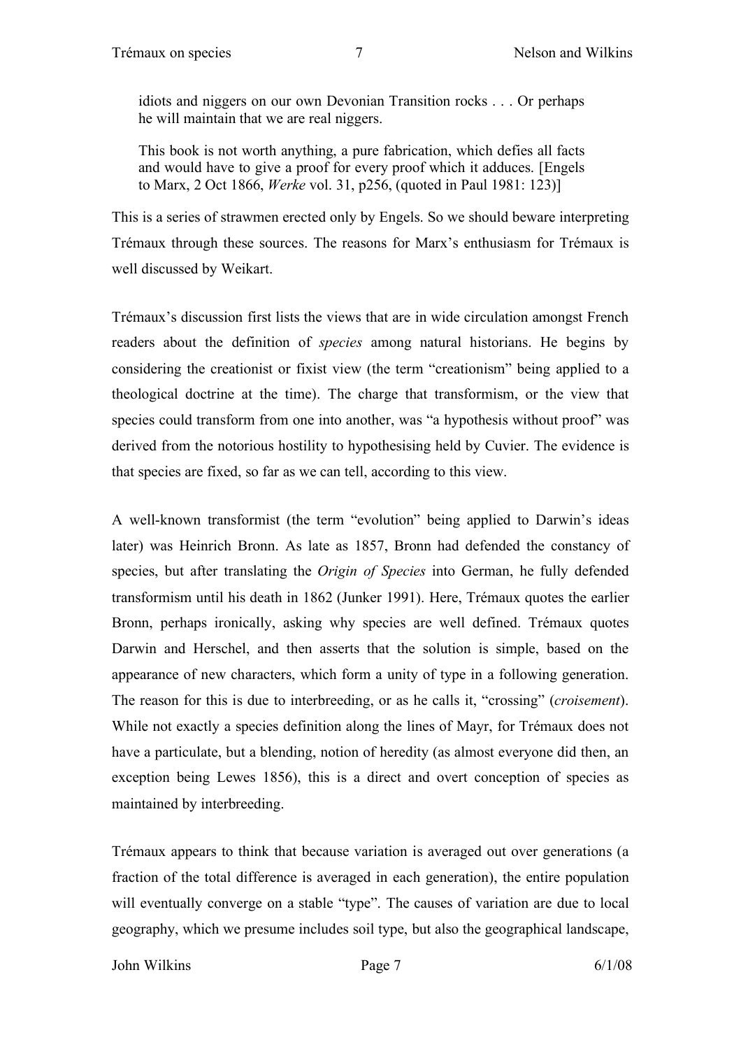> idiots and niggers on our own Devonian Transition rocks . . . Or perhaps he will maintain that we are real niggers.
>
> This book is not worth anything, a pure fabrication, which defies all facts and would have to give a proof for every proof which it adduces. [Engels to Marx, 2 Oct 1866, *Werke* vol. 31, p256, (quoted in Paul 1981: 123)]

This is a series of strawmen erected only by Engels. So we should beware interpreting Trémaux through these sources. The reasons for Marx's enthusiasm for Trémaux is well discussed by Weikart.

Trémaux's discussion first lists the views that are in wide circulation amongst French readers about the definition of *species* among natural historians. He begins by considering the creationist or fixist view (the term "creationism" being applied to a theological doctrine at the time). The charge that transformism, or the view that species could transform from one into another, was "a hypothesis without proof" was derived from the notorious hostility to hypothesising held by Cuvier. The evidence is that species are fixed, so far as we can tell, according to this view.

A well-known transformist (the term "evolution" being applied to Darwin's ideas later) was Heinrich Bronn. As late as 1857, Bronn had defended the constancy of species, but after translating the *Origin of Species* into German, he fully defended transformism until his death in 1862 (Junker 1991). Here, Trémaux quotes the earlier Bronn, perhaps ironically, asking why species are well defined. Trémaux quotes Darwin and Herschel, and then asserts that the solution is simple, based on the appearance of new characters, which form a unity of type in a following generation. The reason for this is due to interbreeding, or as he calls it, "crossing" (*croisement*). While not exactly a species definition along the lines of Mayr, for Trémaux does not have a particulate, but a blending, notion of heredity (as almost everyone did then, an exception being Lewes 1856), this is a direct and overt conception of species as maintained by interbreeding.

Trémaux appears to think that because variation is averaged out over generations (a fraction of the total difference is averaged in each generation), the entire population will eventually converge on a stable "type". The causes of variation are due to local geography, which we presume includes soil type, but also the geographical landscape,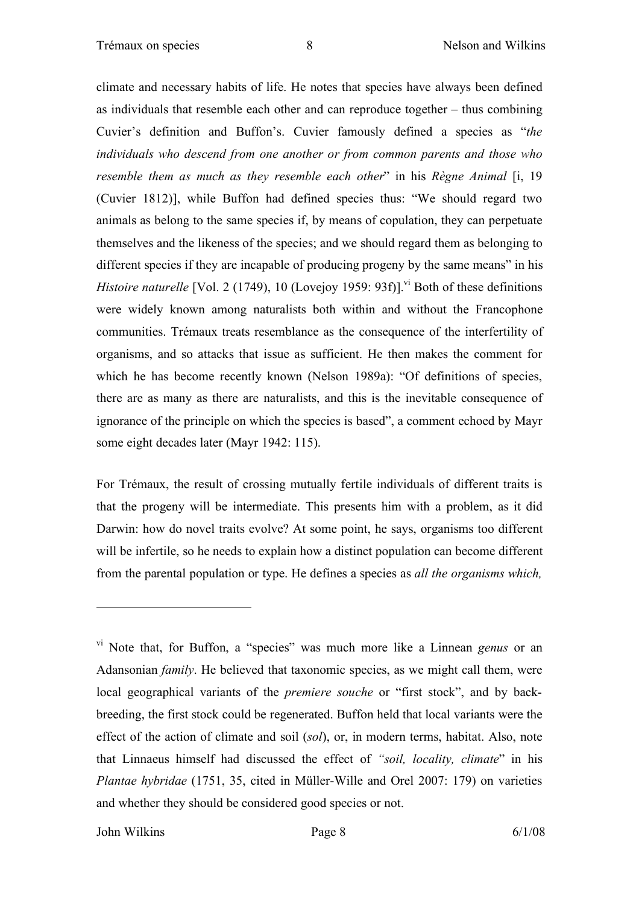climate and necessary habits of life. He notes that species have always been defined as individuals that resemble each other and can reproduce together – thus combining Cuvier's definition and Buffon's. Cuvier famously defined a species as "*the individuals who descend from one another or from common parents and those who resemble them as much as they resemble each other*" in his *Règne Animal* [i, 19 (Cuvier 1812)], while Buffon had defined species thus: "We should regard two animals as belong to the same species if, by means of copulation, they can perpetuate themselves and the likeness of the species; and we should regard them as belonging to different species if they are incapable of producing progeny by the same means" in his *Histoire naturelle* [Vol. 2 (1749), 10 (Lovejoy 1959: 93f)].[vi] Both of these definitions were widely known among naturalists both within and without the Francophone communities. Trémaux treats resemblance as the consequence of the interfertility of organisms, and so attacks that issue as sufficient. He then makes the comment for which he has become recently known (Nelson 1989a): "Of definitions of species, there are as many as there are naturalists, and this is the inevitable consequence of ignorance of the principle on which the species is based", a comment echoed by Mayr some eight decades later (Mayr 1942: 115).

For Trémaux, the result of crossing mutually fertile individuals of different traits is that the progeny will be intermediate. This presents him with a problem, as it did Darwin: how do novel traits evolve? At some point, he says, organisms too different will be infertile, so he needs to explain how a distinct population can become different from the parental population or type. He defines a species as *all the organisms which,*

---

[vi] Note that, for Buffon, a "species" was much more like a Linnean *genus* or an Adansonian *family*. He believed that taxonomic species, as we might call them, were local geographical variants of the *premiere souche* or "first stock", and by back-breeding, the first stock could be regenerated. Buffon held that local variants were the effect of the action of climate and soil (*sol*), or, in modern terms, habitat. Also, note that Linnaeus himself had discussed the effect of *"soil, locality, climate*" in his *Plantae hybridae* (1751, 35, cited in Müller-Wille and Orel 2007: 179) on varieties and whether they should be considered good species or not.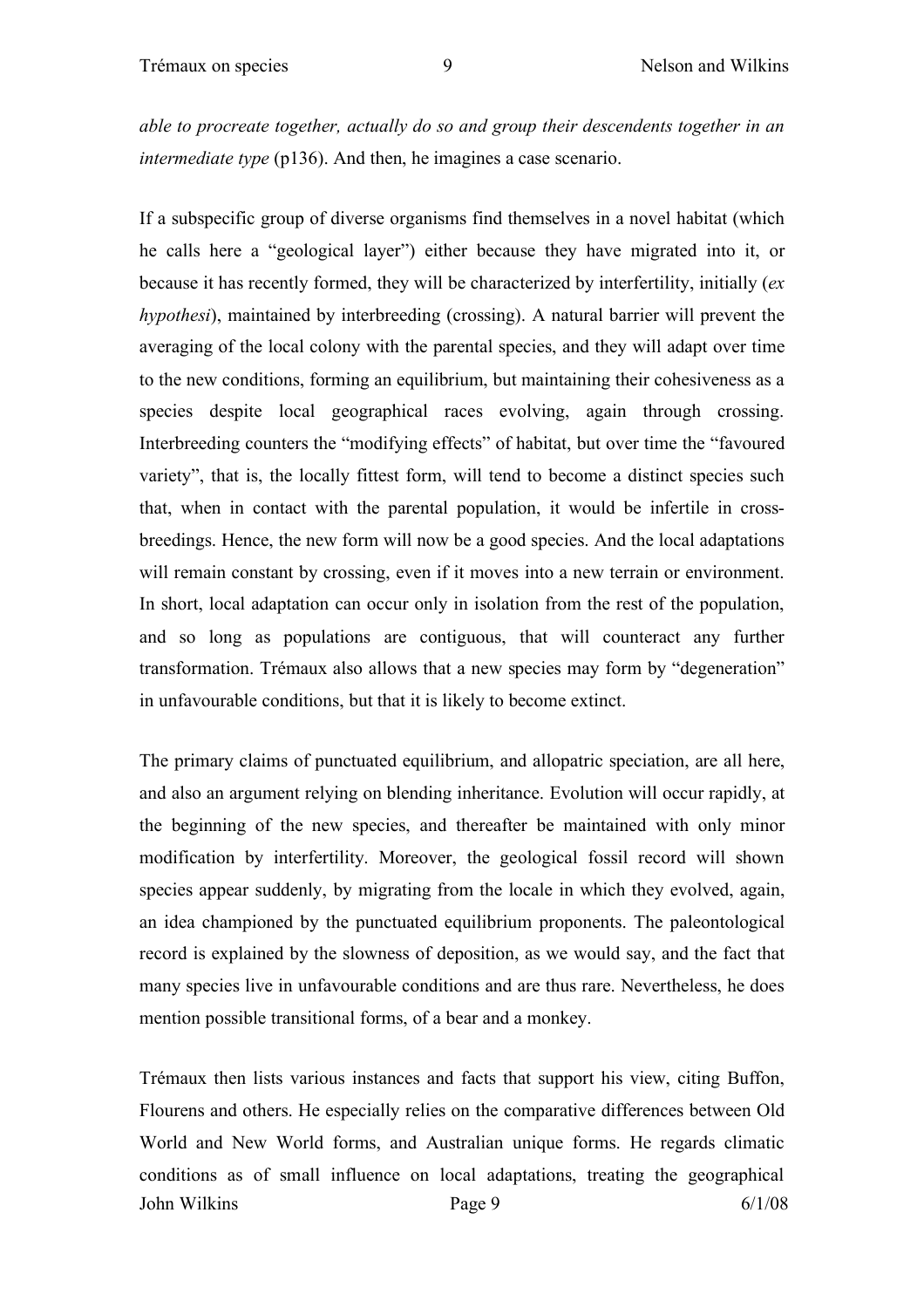*able to procreate together, actually do so and group their descendents together in an intermediate type* (p136). And then, he imagines a case scenario.

If a subspecific group of diverse organisms find themselves in a novel habitat (which he calls here a "geological layer") either because they have migrated into it, or because it has recently formed, they will be characterized by interfertility, initially (*ex hypothesi*), maintained by interbreeding (crossing). A natural barrier will prevent the averaging of the local colony with the parental species, and they will adapt over time to the new conditions, forming an equilibrium, but maintaining their cohesiveness as a species despite local geographical races evolving, again through crossing. Interbreeding counters the "modifying effects" of habitat, but over time the "favoured variety", that is, the locally fittest form, will tend to become a distinct species such that, when in contact with the parental population, it would be infertile in cross-breedings. Hence, the new form will now be a good species. And the local adaptations will remain constant by crossing, even if it moves into a new terrain or environment. In short, local adaptation can occur only in isolation from the rest of the population, and so long as populations are contiguous, that will counteract any further transformation. Trémaux also allows that a new species may form by "degeneration" in unfavourable conditions, but that it is likely to become extinct.

The primary claims of punctuated equilibrium, and allopatric speciation, are all here, and also an argument relying on blending inheritance. Evolution will occur rapidly, at the beginning of the new species, and thereafter be maintained with only minor modification by interfertility. Moreover, the geological fossil record will shown species appear suddenly, by migrating from the locale in which they evolved, again, an idea championed by the punctuated equilibrium proponents. The paleontological record is explained by the slowness of deposition, as we would say, and the fact that many species live in unfavourable conditions and are thus rare. Nevertheless, he does mention possible transitional forms, of a bear and a monkey.

Trémaux then lists various instances and facts that support his view, citing Buffon, Flourens and others. He especially relies on the comparative differences between Old World and New World forms, and Australian unique forms. He regards climatic conditions as of small influence on local adaptations, treating the geographical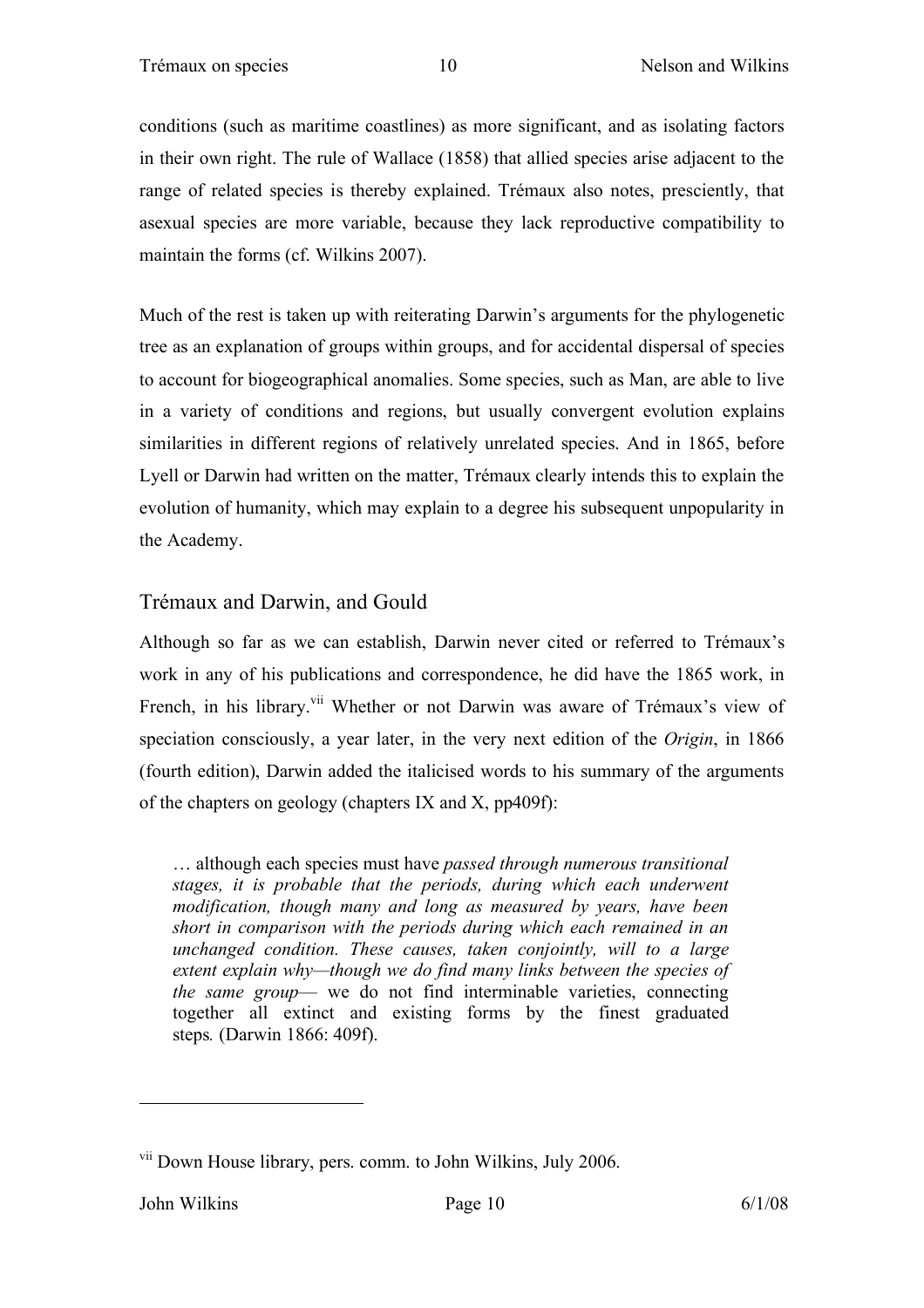conditions (such as maritime coastlines) as more significant, and as isolating factors in their own right. The rule of Wallace (1858) that allied species arise adjacent to the range of related species is thereby explained. Trémaux also notes, presciently, that asexual species are more variable, because they lack reproductive compatibility to maintain the forms (cf. Wilkins 2007).

Much of the rest is taken up with reiterating Darwin's arguments for the phylogenetic tree as an explanation of groups within groups, and for accidental dispersal of species to account for biogeographical anomalies. Some species, such as Man, are able to live in a variety of conditions and regions, but usually convergent evolution explains similarities in different regions of relatively unrelated species. And in 1865, before Lyell or Darwin had written on the matter, Trémaux clearly intends this to explain the evolution of humanity, which may explain to a degree his subsequent unpopularity in the Academy.

## Trémaux and Darwin, and Gould

Although so far as we can establish, Darwin never cited or referred to Trémaux's work in any of his publications and correspondence, he did have the 1865 work, in French, in his library.[vii] Whether or not Darwin was aware of Trémaux's view of speciation consciously, a year later, in the very next edition of the *Origin*, in 1866 (fourth edition), Darwin added the italicised words to his summary of the arguments of the chapters on geology (chapters IX and X, pp409f):

> … although each species must have *passed through numerous transitional stages, it is probable that the periods, during which each underwent modification, though many and long as measured by years, have been short in comparison with the periods during which each remained in an unchanged condition. These causes, taken conjointly, will to a large extent explain why—though we do find many links between the species of the same group*— we do not find interminable varieties, connecting together all extinct and existing forms by the finest graduated steps. (Darwin 1866: 409f).

[vii] Down House library, pers. comm. to John Wilkins, July 2006.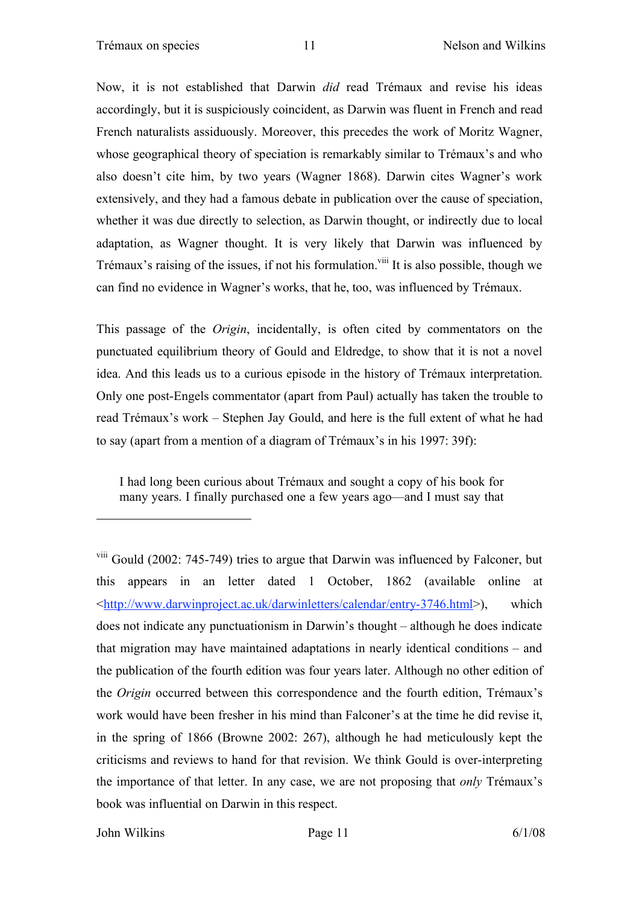Now, it is not established that Darwin *did* read Trémaux and revise his ideas accordingly, but it is suspiciously coincident, as Darwin was fluent in French and read French naturalists assiduously. Moreover, this precedes the work of Moritz Wagner, whose geographical theory of speciation is remarkably similar to Trémaux's and who also doesn't cite him, by two years (Wagner 1868). Darwin cites Wagner's work extensively, and they had a famous debate in publication over the cause of speciation, whether it was due directly to selection, as Darwin thought, or indirectly due to local adaptation, as Wagner thought. It is very likely that Darwin was influenced by Trémaux's raising of the issues, if not his formulation.[viii] It is also possible, though we can find no evidence in Wagner's works, that he, too, was influenced by Trémaux.

This passage of the *Origin*, incidentally, is often cited by commentators on the punctuated equilibrium theory of Gould and Eldredge, to show that it is not a novel idea. And this leads us to a curious episode in the history of Trémaux interpretation. Only one post-Engels commentator (apart from Paul) actually has taken the trouble to read Trémaux's work – Stephen Jay Gould, and here is the full extent of what he had to say (apart from a mention of a diagram of Trémaux's in his 1997: 39f):

> I had long been curious about Trémaux and sought a copy of his book for many years. I finally purchased one a few years ago—and I must say that

---

[viii] Gould (2002: 745-749) tries to argue that Darwin was influenced by Falconer, but this appears in an letter dated 1 October, 1862 (available online at <http://www.darwinproject.ac.uk/darwinletters/calendar/entry-3746.html>), which does not indicate any punctuationism in Darwin's thought – although he does indicate that migration may have maintained adaptations in nearly identical conditions – and the publication of the fourth edition was four years later. Although no other edition of the *Origin* occurred between this correspondence and the fourth edition, Trémaux's work would have been fresher in his mind than Falconer's at the time he did revise it, in the spring of 1866 (Browne 2002: 267), although he had meticulously kept the criticisms and reviews to hand for that revision. We think Gould is over-interpreting the importance of that letter. In any case, we are not proposing that *only* Trémaux's book was influential on Darwin in this respect.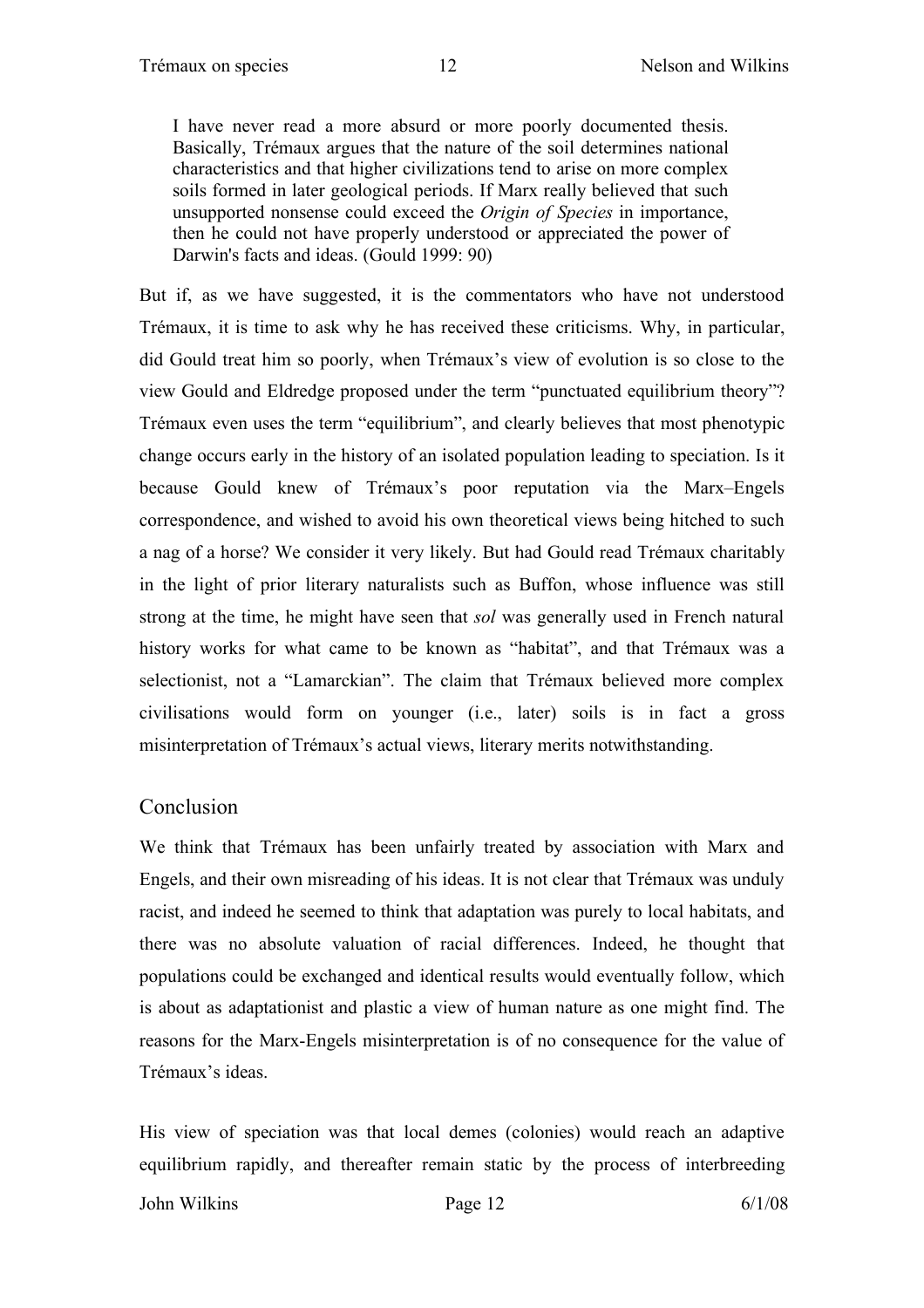> I have never read a more absurd or more poorly documented thesis. Basically, Trémaux argues that the nature of the soil determines national characteristics and that higher civilizations tend to arise on more complex soils formed in later geological periods. If Marx really believed that such unsupported nonsense could exceed the *Origin of Species* in importance, then he could not have properly understood or appreciated the power of Darwin's facts and ideas. (Gould 1999: 90)

But if, as we have suggested, it is the commentators who have not understood Trémaux, it is time to ask why he has received these criticisms. Why, in particular, did Gould treat him so poorly, when Trémaux's view of evolution is so close to the view Gould and Eldredge proposed under the term "punctuated equilibrium theory"? Trémaux even uses the term "equilibrium", and clearly believes that most phenotypic change occurs early in the history of an isolated population leading to speciation. Is it because Gould knew of Trémaux's poor reputation via the Marx–Engels correspondence, and wished to avoid his own theoretical views being hitched to such a nag of a horse? We consider it very likely. But had Gould read Trémaux charitably in the light of prior literary naturalists such as Buffon, whose influence was still strong at the time, he might have seen that *sol* was generally used in French natural history works for what came to be known as "habitat", and that Trémaux was a selectionist, not a "Lamarckian". The claim that Trémaux believed more complex civilisations would form on younger (i.e., later) soils is in fact a gross misinterpretation of Trémaux's actual views, literary merits notwithstanding.

## Conclusion

We think that Trémaux has been unfairly treated by association with Marx and Engels, and their own misreading of his ideas. It is not clear that Trémaux was unduly racist, and indeed he seemed to think that adaptation was purely to local habitats, and there was no absolute valuation of racial differences. Indeed, he thought that populations could be exchanged and identical results would eventually follow, which is about as adaptationist and plastic a view of human nature as one might find. The reasons for the Marx-Engels misinterpretation is of no consequence for the value of Trémaux's ideas.

His view of speciation was that local demes (colonies) would reach an adaptive equilibrium rapidly, and thereafter remain static by the process of interbreeding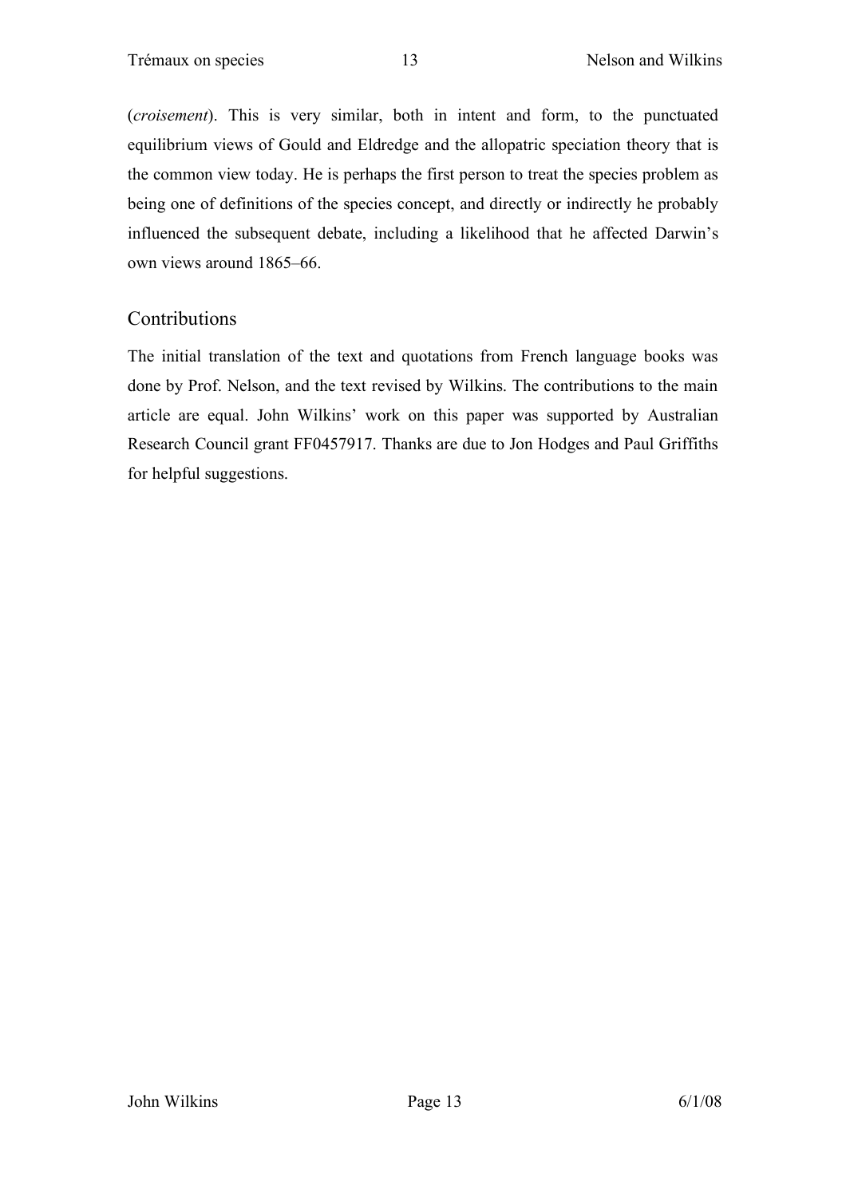(*croisement*). This is very similar, both in intent and form, to the punctuated equilibrium views of Gould and Eldredge and the allopatric speciation theory that is the common view today. He is perhaps the first person to treat the species problem as being one of definitions of the species concept, and directly or indirectly he probably influenced the subsequent debate, including a likelihood that he affected Darwin's own views around 1865–66.

## Contributions

The initial translation of the text and quotations from French language books was done by Prof. Nelson, and the text revised by Wilkins. The contributions to the main article are equal. John Wilkins' work on this paper was supported by Australian Research Council grant FF0457917. Thanks are due to Jon Hodges and Paul Griffiths for helpful suggestions.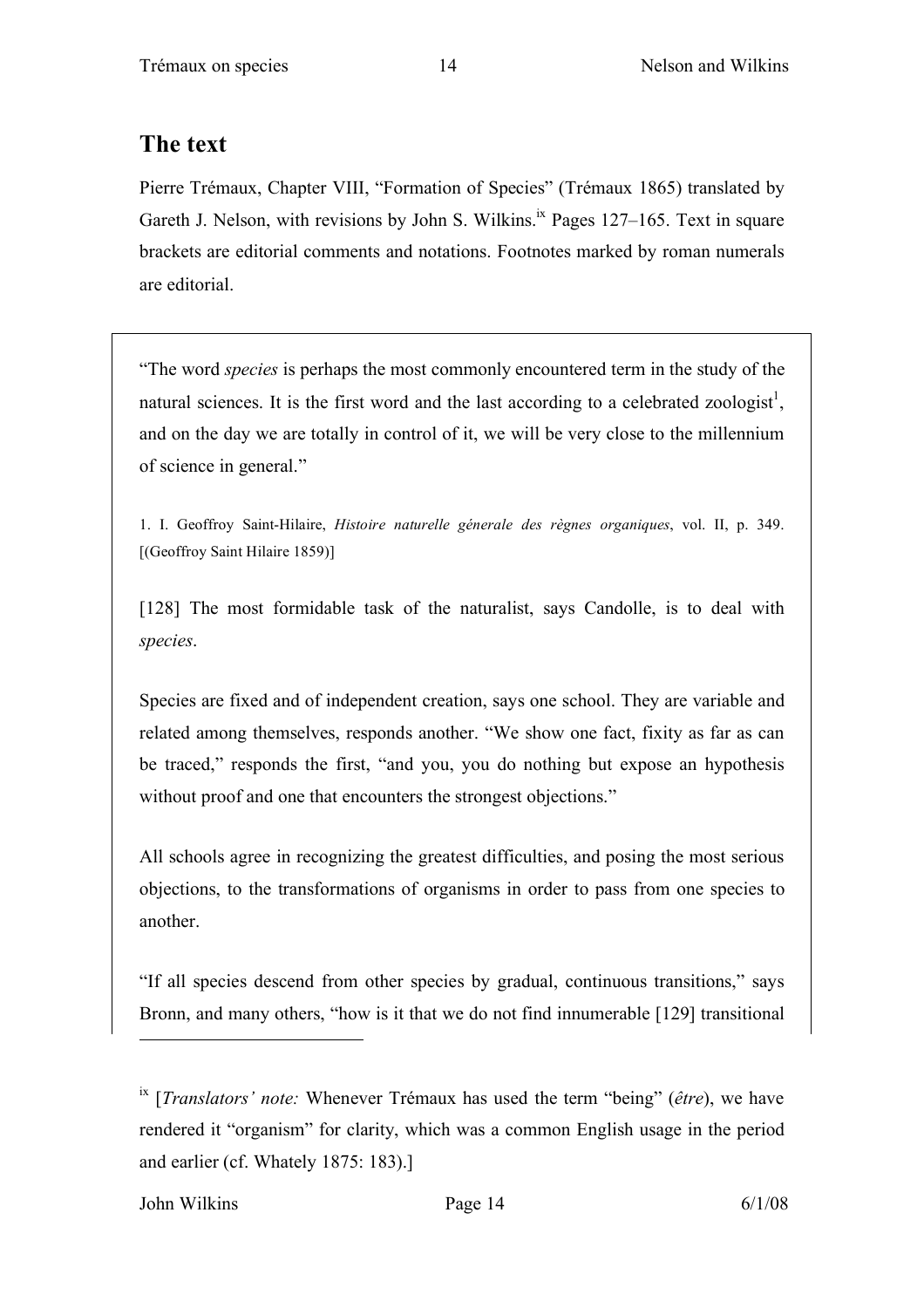## The text

Pierre Trémaux, Chapter VIII, "Formation of Species" (Trémaux 1865) translated by Gareth J. Nelson, with revisions by John S. Wilkins.[ix] Pages 127–165. Text in square brackets are editorial comments and notations. Footnotes marked by roman numerals are editorial.

"The word *species* is perhaps the most commonly encountered term in the study of the natural sciences. It is the first word and the last according to a celebrated zoologist[1], and on the day we are totally in control of it, we will be very close to the millennium of science in general."

1. I. Geoffroy Saint-Hilaire, *Histoire naturelle génerale des règnes organiques*, vol. II, p. 349. [(Geoffroy Saint Hilaire 1859)]

[128] The most formidable task of the naturalist, says Candolle, is to deal with *species*.

Species are fixed and of independent creation, says one school. They are variable and related among themselves, responds another. "We show one fact, fixity as far as can be traced," responds the first, "and you, you do nothing but expose an hypothesis without proof and one that encounters the strongest objections."

All schools agree in recognizing the greatest difficulties, and posing the most serious objections, to the transformations of organisms in order to pass from one species to another.

"If all species descend from other species by gradual, continuous transitions," says Bronn, and many others, "how is it that we do not find innumerable [129] transitional

---

[ix] [*Translators' note:* Whenever Trémaux has used the term "being" (*être*), we have rendered it "organism" for clarity, which was a common English usage in the period and earlier (cf. Whately 1875: 183).]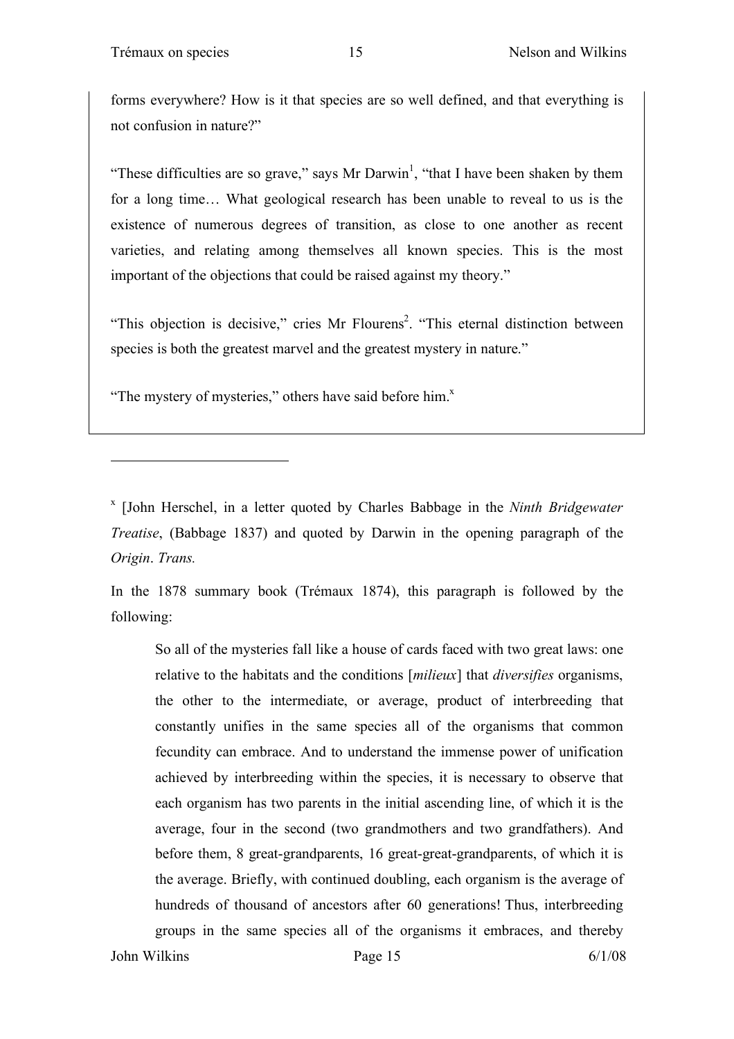forms everywhere? How is it that species are so well defined, and that everything is not confusion in nature?"

"These difficulties are so grave," says Mr Darwin[1], "that I have been shaken by them for a long time… What geological research has been unable to reveal to us is the existence of numerous degrees of transition, as close to one another as recent varieties, and relating among themselves all known species. This is the most important of the objections that could be raised against my theory."

"This objection is decisive," cries Mr Flourens[2]. "This eternal distinction between species is both the greatest marvel and the greatest mystery in nature."

"The mystery of mysteries," others have said before him.[x]

---

[x] [John Herschel, in a letter quoted by Charles Babbage in the *Ninth Bridgewater Treatise*, (Babbage 1837) and quoted by Darwin in the opening paragraph of the *Origin*. *Trans.*

In the 1878 summary book (Trémaux 1874), this paragraph is followed by the following:

> So all of the mysteries fall like a house of cards faced with two great laws: one relative to the habitats and the conditions [*milieux*] that *diversifies* organisms, the other to the intermediate, or average, product of interbreeding that constantly unifies in the same species all of the organisms that common fecundity can embrace. And to understand the immense power of unification achieved by interbreeding within the species, it is necessary to observe that each organism has two parents in the initial ascending line, of which it is the average, four in the second (two grandmothers and two grandfathers). And before them, 8 great-grandparents, 16 great-great-grandparents, of which it is the average. Briefly, with continued doubling, each organism is the average of hundreds of thousand of ancestors after 60 generations! Thus, interbreeding groups in the same species all of the organisms it embraces, and thereby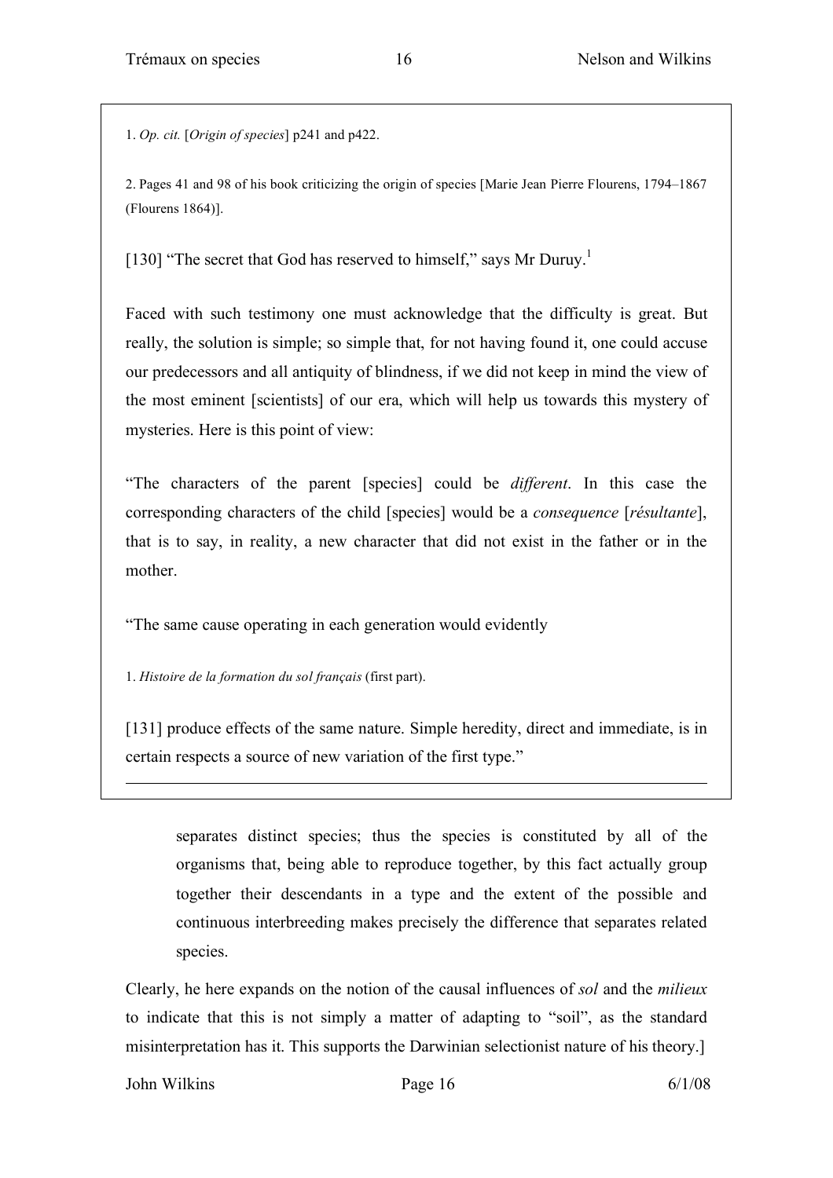1. *Op. cit.* [*Origin of species*] p241 and p422.

2. Pages 41 and 98 of his book criticizing the origin of species [Marie Jean Pierre Flourens, 1794–1867 (Flourens 1864)].

[130] "The secret that God has reserved to himself," says Mr Duruy.[1]

Faced with such testimony one must acknowledge that the difficulty is great. But really, the solution is simple; so simple that, for not having found it, one could accuse our predecessors and all antiquity of blindness, if we did not keep in mind the view of the most eminent [scientists] of our era, which will help us towards this mystery of mysteries. Here is this point of view:

"The characters of the parent [species] could be *different*. In this case the corresponding characters of the child [species] would be a *consequence* [*résultante*], that is to say, in reality, a new character that did not exist in the father or in the mother.

"The same cause operating in each generation would evidently

1. *Histoire de la formation du sol français* (first part).

[131] produce effects of the same nature. Simple heredity, direct and immediate, is in certain respects a source of new variation of the first type."

> separates distinct species; thus the species is constituted by all of the organisms that, being able to reproduce together, by this fact actually group together their descendants in a type and the extent of the possible and continuous interbreeding makes precisely the difference that separates related species.

Clearly, he here expands on the notion of the causal influences of *sol* and the *milieux* to indicate that this is not simply a matter of adapting to "soil", as the standard misinterpretation has it. This supports the Darwinian selectionist nature of his theory.]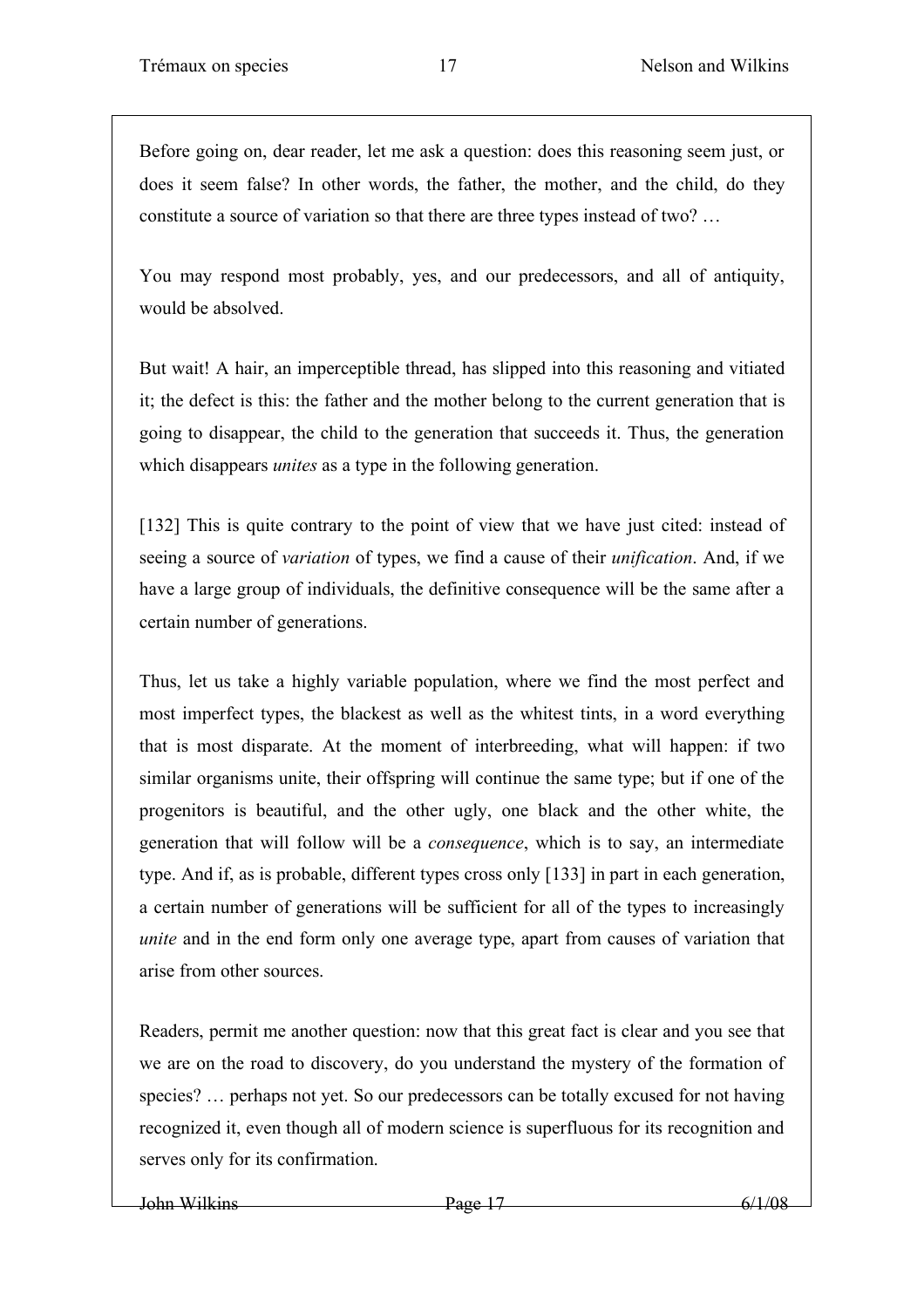Before going on, dear reader, let me ask a question: does this reasoning seem just, or does it seem false? In other words, the father, the mother, and the child, do they constitute a source of variation so that there are three types instead of two? …

You may respond most probably, yes, and our predecessors, and all of antiquity, would be absolved.

But wait! A hair, an imperceptible thread, has slipped into this reasoning and vitiated it; the defect is this: the father and the mother belong to the current generation that is going to disappear, the child to the generation that succeeds it. Thus, the generation which disappears *unites* as a type in the following generation.

[132] This is quite contrary to the point of view that we have just cited: instead of seeing a source of *variation* of types, we find a cause of their *unification*. And, if we have a large group of individuals, the definitive consequence will be the same after a certain number of generations.

Thus, let us take a highly variable population, where we find the most perfect and most imperfect types, the blackest as well as the whitest tints, in a word everything that is most disparate. At the moment of interbreeding, what will happen: if two similar organisms unite, their offspring will continue the same type; but if one of the progenitors is beautiful, and the other ugly, one black and the other white, the generation that will follow will be a *consequence*, which is to say, an intermediate type. And if, as is probable, different types cross only [133] in part in each generation, a certain number of generations will be sufficient for all of the types to increasingly *unite* and in the end form only one average type, apart from causes of variation that arise from other sources.

Readers, permit me another question: now that this great fact is clear and you see that we are on the road to discovery, do you understand the mystery of the formation of species? … perhaps not yet. So our predecessors can be totally excused for not having recognized it, even though all of modern science is superfluous for its recognition and serves only for its confirmation.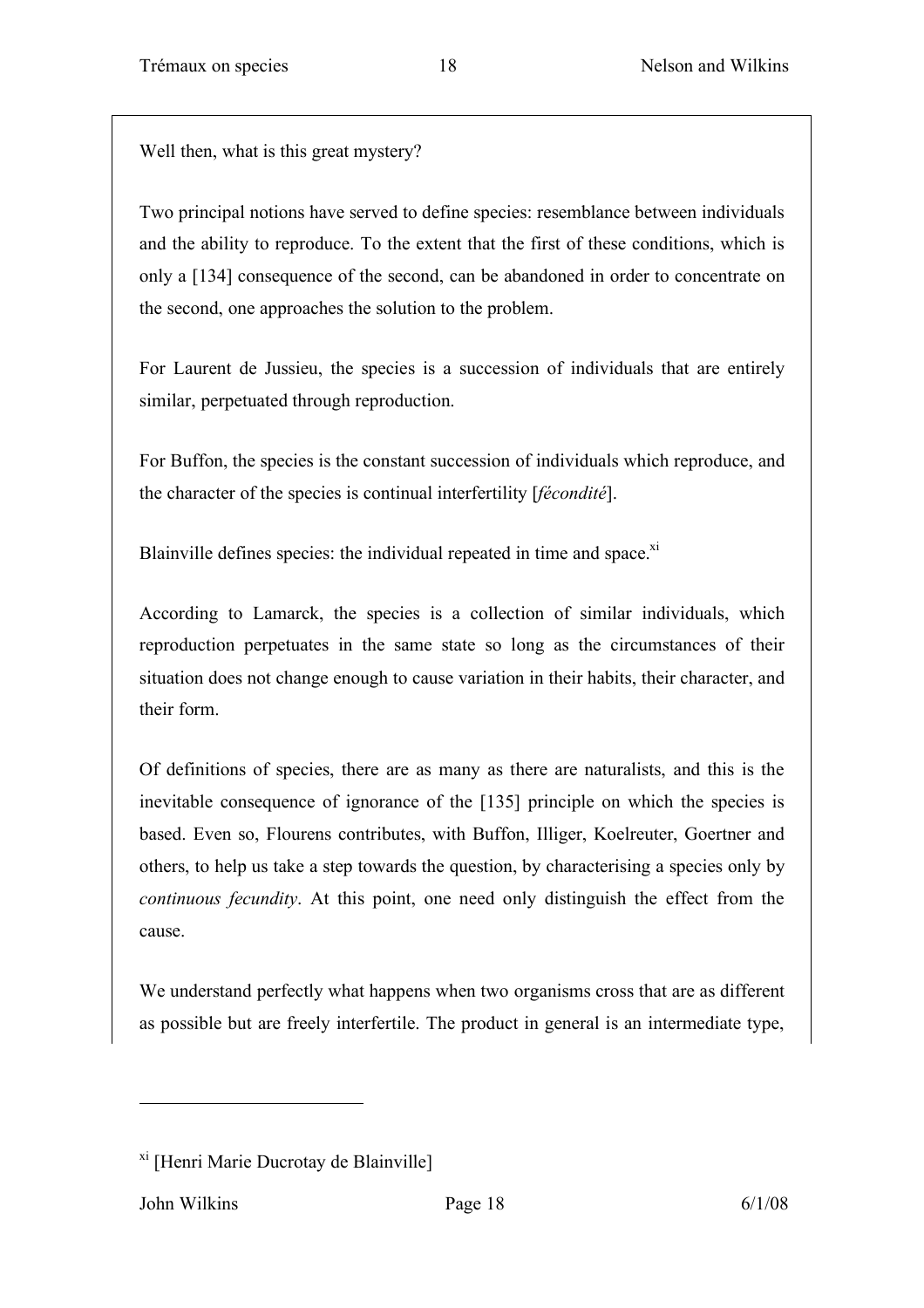Well then, what is this great mystery?

Two principal notions have served to define species: resemblance between individuals and the ability to reproduce. To the extent that the first of these conditions, which is only a [134] consequence of the second, can be abandoned in order to concentrate on the second, one approaches the solution to the problem.

For Laurent de Jussieu, the species is a succession of individuals that are entirely similar, perpetuated through reproduction.

For Buffon, the species is the constant succession of individuals which reproduce, and the character of the species is continual interfertility [*fécondité*].

Blainville defines species: the individual repeated in time and space.[xi]

According to Lamarck, the species is a collection of similar individuals, which reproduction perpetuates in the same state so long as the circumstances of their situation does not change enough to cause variation in their habits, their character, and their form.

Of definitions of species, there are as many as there are naturalists, and this is the inevitable consequence of ignorance of the [135] principle on which the species is based. Even so, Flourens contributes, with Buffon, Illiger, Koelreuter, Goertner and others, to help us take a step towards the question, by characterising a species only by *continuous fecundity*. At this point, one need only distinguish the effect from the cause.

We understand perfectly what happens when two organisms cross that are as different as possible but are freely interfertile. The product in general is an intermediate type,

---

[xi] [Henri Marie Ducrotay de Blainville]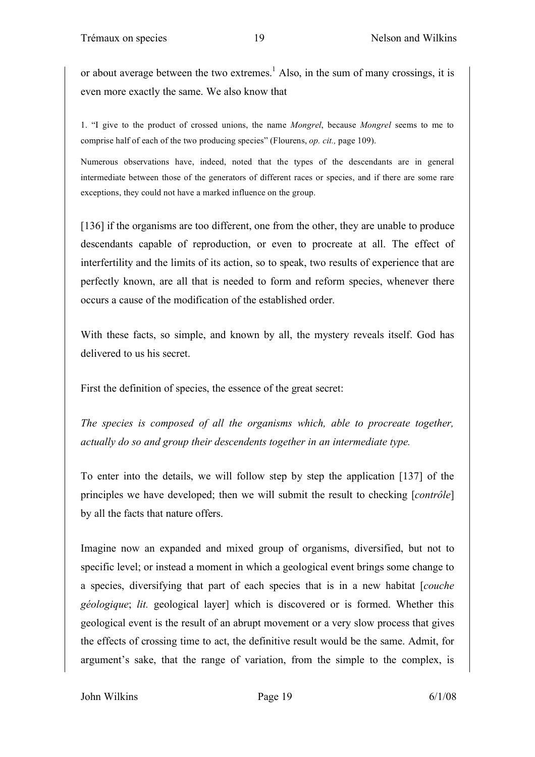or about average between the two extremes.[1] Also, in the sum of many crossings, it is even more exactly the same. We also know that

1. "I give to the product of crossed unions, the name *Mongrel*, because *Mongrel* seems to me to comprise half of each of the two producing species" (Flourens, *op. cit.,* page 109).

Numerous observations have, indeed, noted that the types of the descendants are in general intermediate between those of the generators of different races or species, and if there are some rare exceptions, they could not have a marked influence on the group.

[136] if the organisms are too different, one from the other, they are unable to produce descendants capable of reproduction, or even to procreate at all. The effect of interfertility and the limits of its action, so to speak, two results of experience that are perfectly known, are all that is needed to form and reform species, whenever there occurs a cause of the modification of the established order.

With these facts, so simple, and known by all, the mystery reveals itself. God has delivered to us his secret.

First the definition of species, the essence of the great secret:

*The species is composed of all the organisms which, able to procreate together, actually do so and group their descendents together in an intermediate type.*

To enter into the details, we will follow step by step the application [137] of the principles we have developed; then we will submit the result to checking [*contrôle*] by all the facts that nature offers.

Imagine now an expanded and mixed group of organisms, diversified, but not to specific level; or instead a moment in which a geological event brings some change to a species, diversifying that part of each species that is in a new habitat [*couche géologique*; *lit.* geological layer] which is discovered or is formed. Whether this geological event is the result of an abrupt movement or a very slow process that gives the effects of crossing time to act, the definitive result would be the same. Admit, for argument's sake, that the range of variation, from the simple to the complex, is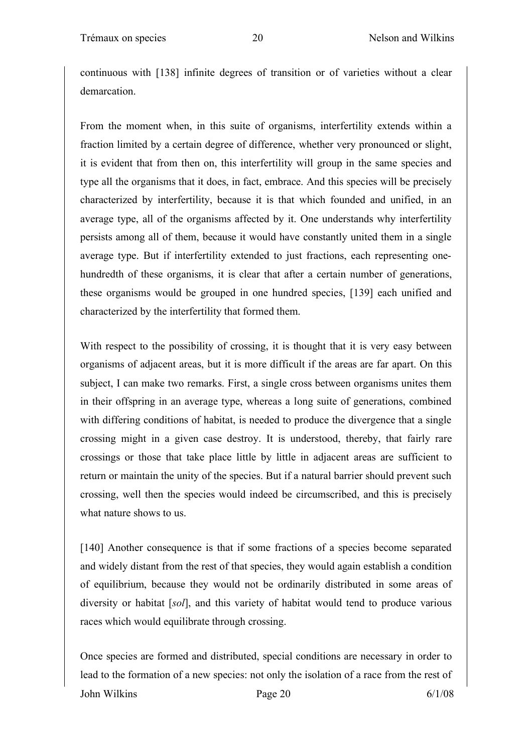continuous with [138] infinite degrees of transition or of varieties without a clear demarcation.

From the moment when, in this suite of organisms, interfertility extends within a fraction limited by a certain degree of difference, whether very pronounced or slight, it is evident that from then on, this interfertility will group in the same species and type all the organisms that it does, in fact, embrace. And this species will be precisely characterized by interfertility, because it is that which founded and unified, in an average type, all of the organisms affected by it. One understands why interfertility persists among all of them, because it would have constantly united them in a single average type. But if interfertility extended to just fractions, each representing one-hundredth of these organisms, it is clear that after a certain number of generations, these organisms would be grouped in one hundred species, [139] each unified and characterized by the interfertility that formed them.

With respect to the possibility of crossing, it is thought that it is very easy between organisms of adjacent areas, but it is more difficult if the areas are far apart. On this subject, I can make two remarks. First, a single cross between organisms unites them in their offspring in an average type, whereas a long suite of generations, combined with differing conditions of habitat, is needed to produce the divergence that a single crossing might in a given case destroy. It is understood, thereby, that fairly rare crossings or those that take place little by little in adjacent areas are sufficient to return or maintain the unity of the species. But if a natural barrier should prevent such crossing, well then the species would indeed be circumscribed, and this is precisely what nature shows to us.

[140] Another consequence is that if some fractions of a species become separated and widely distant from the rest of that species, they would again establish a condition of equilibrium, because they would not be ordinarily distributed in some areas of diversity or habitat [*sol*], and this variety of habitat would tend to produce various races which would equilibrate through crossing.

Once species are formed and distributed, special conditions are necessary in order to lead to the formation of a new species: not only the isolation of a race from the rest of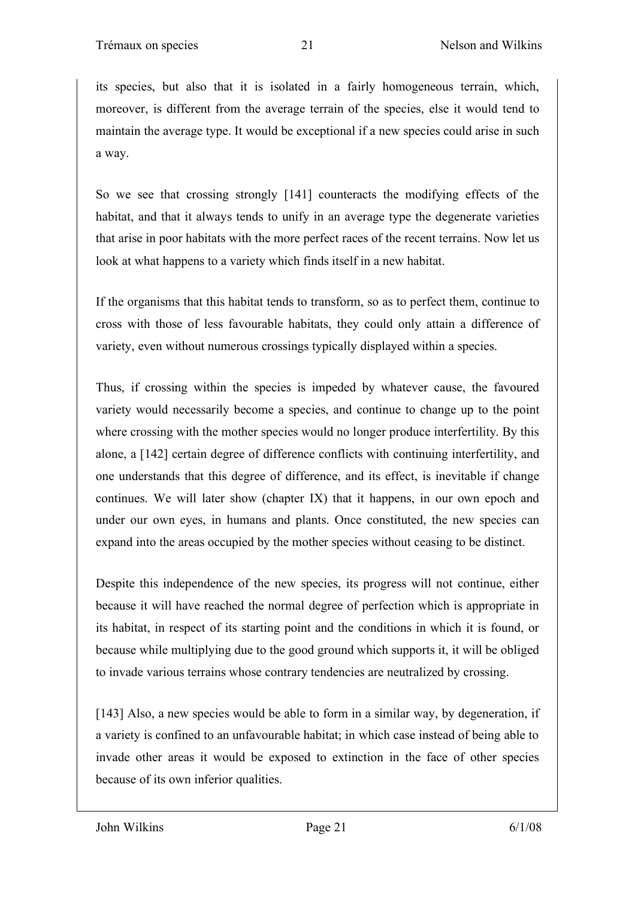its species, but also that it is isolated in a fairly homogeneous terrain, which, moreover, is different from the average terrain of the species, else it would tend to maintain the average type. It would be exceptional if a new species could arise in such a way.

So we see that crossing strongly [141] counteracts the modifying effects of the habitat, and that it always tends to unify in an average type the degenerate varieties that arise in poor habitats with the more perfect races of the recent terrains. Now let us look at what happens to a variety which finds itself in a new habitat.

If the organisms that this habitat tends to transform, so as to perfect them, continue to cross with those of less favourable habitats, they could only attain a difference of variety, even without numerous crossings typically displayed within a species.

Thus, if crossing within the species is impeded by whatever cause, the favoured variety would necessarily become a species, and continue to change up to the point where crossing with the mother species would no longer produce interfertility. By this alone, a [142] certain degree of difference conflicts with continuing interfertility, and one understands that this degree of difference, and its effect, is inevitable if change continues. We will later show (chapter IX) that it happens, in our own epoch and under our own eyes, in humans and plants. Once constituted, the new species can expand into the areas occupied by the mother species without ceasing to be distinct.

Despite this independence of the new species, its progress will not continue, either because it will have reached the normal degree of perfection which is appropriate in its habitat, in respect of its starting point and the conditions in which it is found, or because while multiplying due to the good ground which supports it, it will be obliged to invade various terrains whose contrary tendencies are neutralized by crossing.

[143] Also, a new species would be able to form in a similar way, by degeneration, if a variety is confined to an unfavourable habitat; in which case instead of being able to invade other areas it would be exposed to extinction in the face of other species because of its own inferior qualities.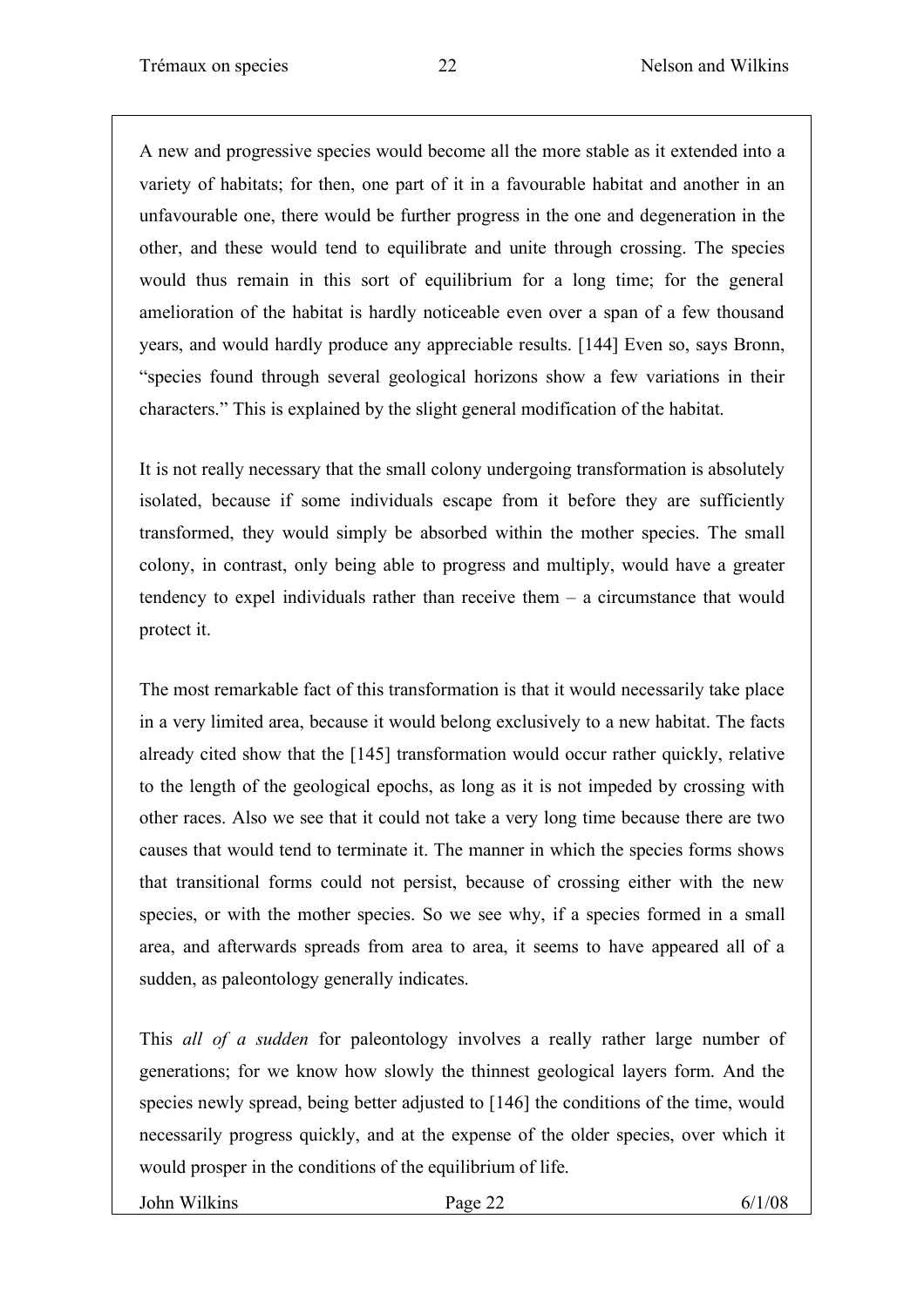A new and progressive species would become all the more stable as it extended into a variety of habitats; for then, one part of it in a favourable habitat and another in an unfavourable one, there would be further progress in the one and degeneration in the other, and these would tend to equilibrate and unite through crossing. The species would thus remain in this sort of equilibrium for a long time; for the general amelioration of the habitat is hardly noticeable even over a span of a few thousand years, and would hardly produce any appreciable results. [144] Even so, says Bronn, "species found through several geological horizons show a few variations in their characters." This is explained by the slight general modification of the habitat.

It is not really necessary that the small colony undergoing transformation is absolutely isolated, because if some individuals escape from it before they are sufficiently transformed, they would simply be absorbed within the mother species. The small colony, in contrast, only being able to progress and multiply, would have a greater tendency to expel individuals rather than receive them – a circumstance that would protect it.

The most remarkable fact of this transformation is that it would necessarily take place in a very limited area, because it would belong exclusively to a new habitat. The facts already cited show that the [145] transformation would occur rather quickly, relative to the length of the geological epochs, as long as it is not impeded by crossing with other races. Also we see that it could not take a very long time because there are two causes that would tend to terminate it. The manner in which the species forms shows that transitional forms could not persist, because of crossing either with the new species, or with the mother species. So we see why, if a species formed in a small area, and afterwards spreads from area to area, it seems to have appeared all of a sudden, as paleontology generally indicates.

This *all of a sudden* for paleontology involves a really rather large number of generations; for we know how slowly the thinnest geological layers form. And the species newly spread, being better adjusted to [146] the conditions of the time, would necessarily progress quickly, and at the expense of the older species, over which it would prosper in the conditions of the equilibrium of life.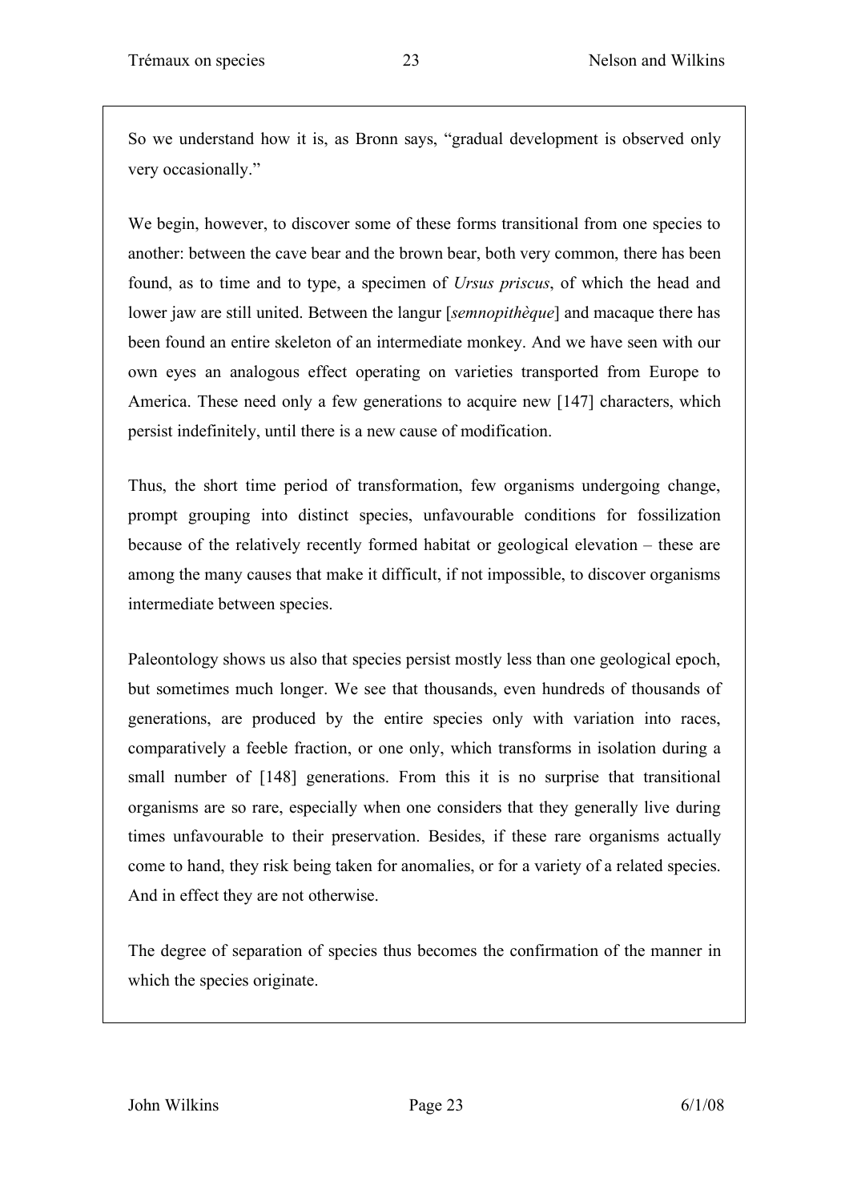So we understand how it is, as Bronn says, "gradual development is observed only very occasionally."

We begin, however, to discover some of these forms transitional from one species to another: between the cave bear and the brown bear, both very common, there has been found, as to time and to type, a specimen of *Ursus priscus*, of which the head and lower jaw are still united. Between the langur [*semnopithèque*] and macaque there has been found an entire skeleton of an intermediate monkey. And we have seen with our own eyes an analogous effect operating on varieties transported from Europe to America. These need only a few generations to acquire new [147] characters, which persist indefinitely, until there is a new cause of modification.

Thus, the short time period of transformation, few organisms undergoing change, prompt grouping into distinct species, unfavourable conditions for fossilization because of the relatively recently formed habitat or geological elevation – these are among the many causes that make it difficult, if not impossible, to discover organisms intermediate between species.

Paleontology shows us also that species persist mostly less than one geological epoch, but sometimes much longer. We see that thousands, even hundreds of thousands of generations, are produced by the entire species only with variation into races, comparatively a feeble fraction, or one only, which transforms in isolation during a small number of [148] generations. From this it is no surprise that transitional organisms are so rare, especially when one considers that they generally live during times unfavourable to their preservation. Besides, if these rare organisms actually come to hand, they risk being taken for anomalies, or for a variety of a related species. And in effect they are not otherwise.

The degree of separation of species thus becomes the confirmation of the manner in which the species originate.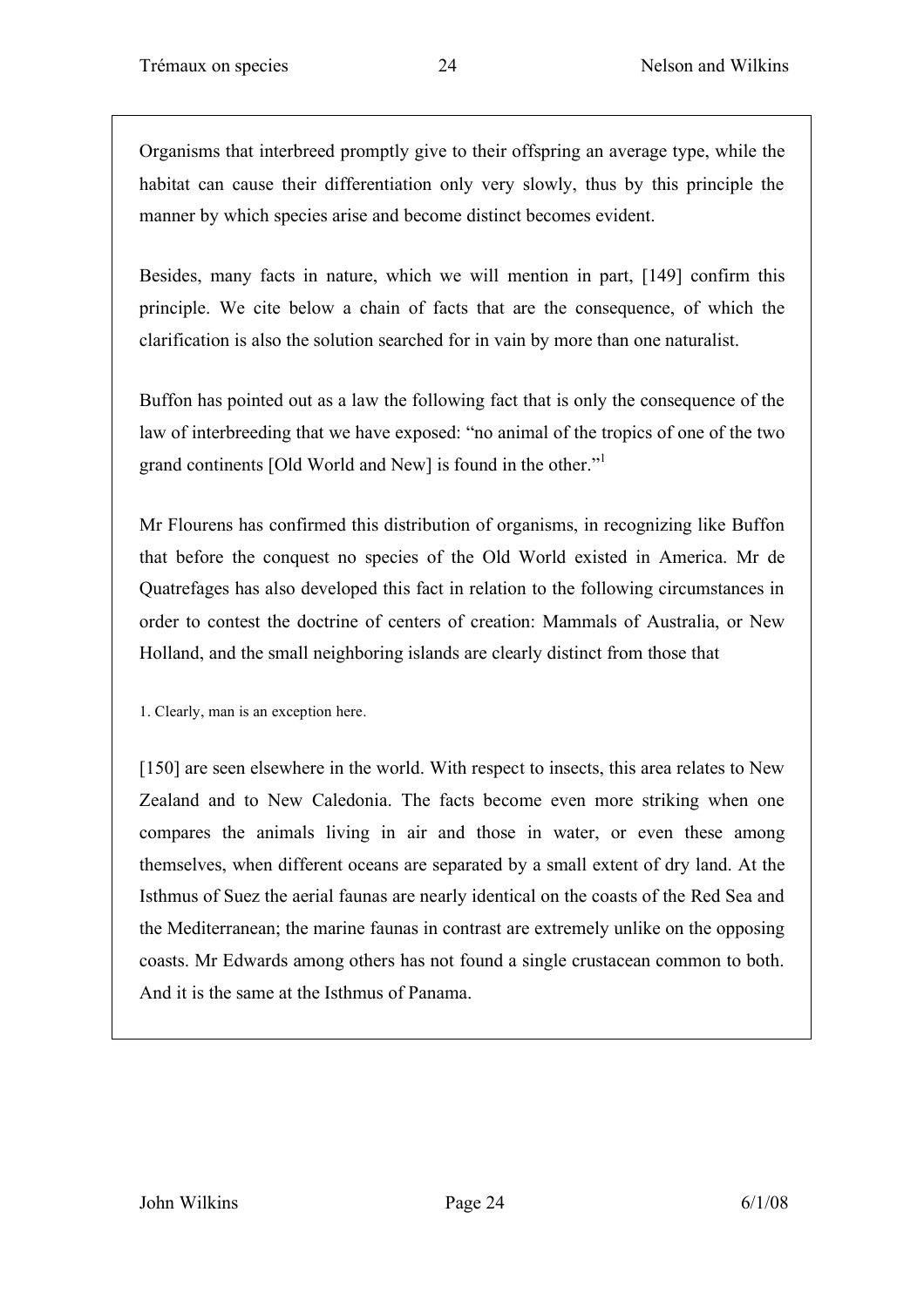Organisms that interbreed promptly give to their offspring an average type, while the habitat can cause their differentiation only very slowly, thus by this principle the manner by which species arise and become distinct becomes evident.

Besides, many facts in nature, which we will mention in part, [149] confirm this principle. We cite below a chain of facts that are the consequence, of which the clarification is also the solution searched for in vain by more than one naturalist.

Buffon has pointed out as a law the following fact that is only the consequence of the law of interbreeding that we have exposed: "no animal of the tropics of one of the two grand continents [Old World and New] is found in the other."[1]

Mr Flourens has confirmed this distribution of organisms, in recognizing like Buffon that before the conquest no species of the Old World existed in America. Mr de Quatrefages has also developed this fact in relation to the following circumstances in order to contest the doctrine of centers of creation: Mammals of Australia, or New Holland, and the small neighboring islands are clearly distinct from those that

1. Clearly, man is an exception here.

[150] are seen elsewhere in the world. With respect to insects, this area relates to New Zealand and to New Caledonia. The facts become even more striking when one compares the animals living in air and those in water, or even these among themselves, when different oceans are separated by a small extent of dry land. At the Isthmus of Suez the aerial faunas are nearly identical on the coasts of the Red Sea and the Mediterranean; the marine faunas in contrast are extremely unlike on the opposing coasts. Mr Edwards among others has not found a single crustacean common to both. And it is the same at the Isthmus of Panama.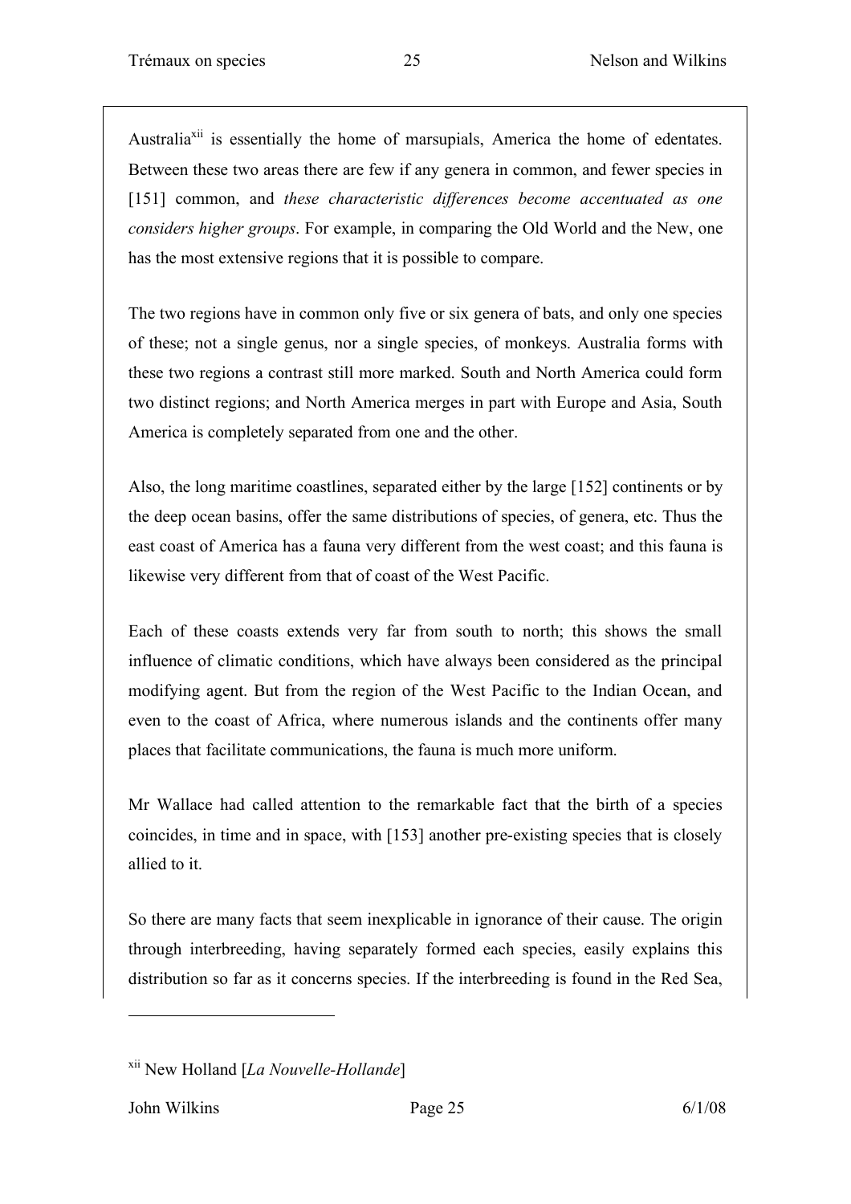Australia[xii] is essentially the home of marsupials, America the home of edentates. Between these two areas there are few if any genera in common, and fewer species in [151] common, and *these characteristic differences become accentuated as one considers higher groups*. For example, in comparing the Old World and the New, one has the most extensive regions that it is possible to compare.

The two regions have in common only five or six genera of bats, and only one species of these; not a single genus, nor a single species, of monkeys. Australia forms with these two regions a contrast still more marked. South and North America could form two distinct regions; and North America merges in part with Europe and Asia, South America is completely separated from one and the other.

Also, the long maritime coastlines, separated either by the large [152] continents or by the deep ocean basins, offer the same distributions of species, of genera, etc. Thus the east coast of America has a fauna very different from the west coast; and this fauna is likewise very different from that of coast of the West Pacific.

Each of these coasts extends very far from south to north; this shows the small influence of climatic conditions, which have always been considered as the principal modifying agent. But from the region of the West Pacific to the Indian Ocean, and even to the coast of Africa, where numerous islands and the continents offer many places that facilitate communications, the fauna is much more uniform.

Mr Wallace had called attention to the remarkable fact that the birth of a species coincides, in time and in space, with [153] another pre-existing species that is closely allied to it.

So there are many facts that seem inexplicable in ignorance of their cause. The origin through interbreeding, having separately formed each species, easily explains this distribution so far as it concerns species. If the interbreeding is found in the Red Sea,

---

[xii] New Holland [*La Nouvelle-Hollande*]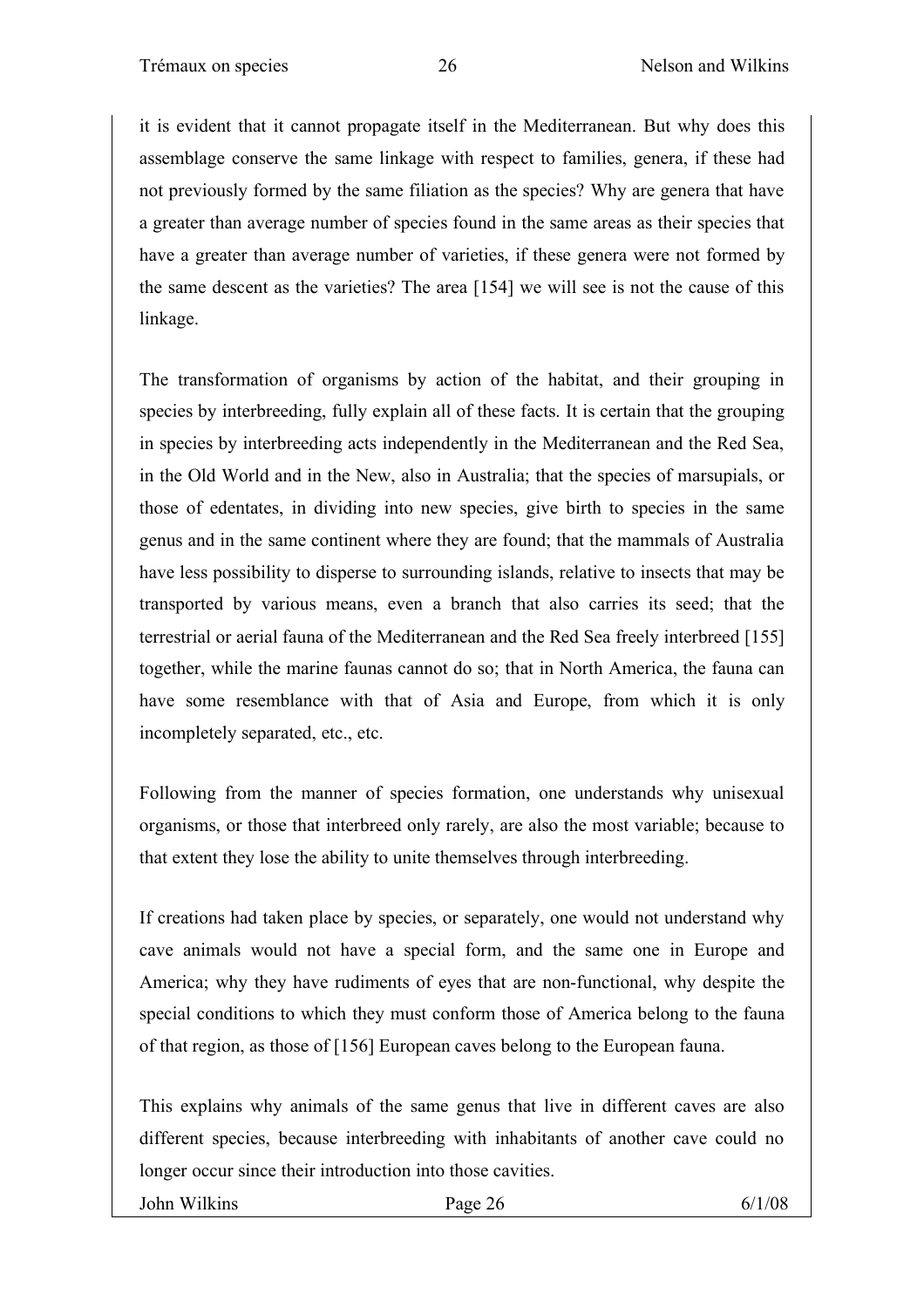it is evident that it cannot propagate itself in the Mediterranean. But why does this assemblage conserve the same linkage with respect to families, genera, if these had not previously formed by the same filiation as the species? Why are genera that have a greater than average number of species found in the same areas as their species that have a greater than average number of varieties, if these genera were not formed by the same descent as the varieties? The area [154] we will see is not the cause of this linkage.

The transformation of organisms by action of the habitat, and their grouping in species by interbreeding, fully explain all of these facts. It is certain that the grouping in species by interbreeding acts independently in the Mediterranean and the Red Sea, in the Old World and in the New, also in Australia; that the species of marsupials, or those of edentates, in dividing into new species, give birth to species in the same genus and in the same continent where they are found; that the mammals of Australia have less possibility to disperse to surrounding islands, relative to insects that may be transported by various means, even a branch that also carries its seed; that the terrestrial or aerial fauna of the Mediterranean and the Red Sea freely interbreed [155] together, while the marine faunas cannot do so; that in North America, the fauna can have some resemblance with that of Asia and Europe, from which it is only incompletely separated, etc., etc.

Following from the manner of species formation, one understands why unisexual organisms, or those that interbreed only rarely, are also the most variable; because to that extent they lose the ability to unite themselves through interbreeding.

If creations had taken place by species, or separately, one would not understand why cave animals would not have a special form, and the same one in Europe and America; why they have rudiments of eyes that are non-functional, why despite the special conditions to which they must conform those of America belong to the fauna of that region, as those of [156] European caves belong to the European fauna.

This explains why animals of the same genus that live in different caves are also different species, because interbreeding with inhabitants of another cave could no longer occur since their introduction into those cavities.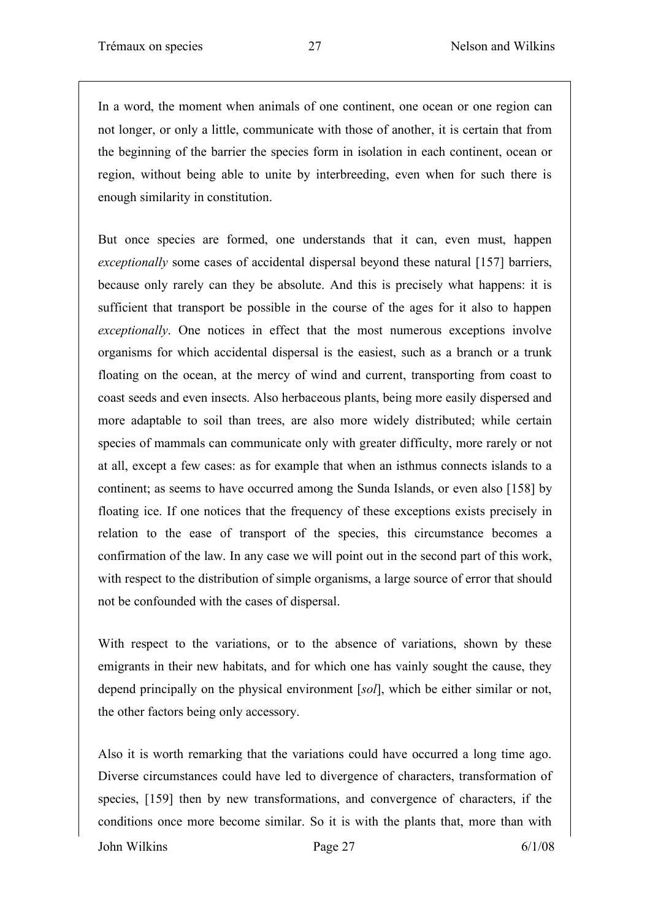In a word, the moment when animals of one continent, one ocean or one region can not longer, or only a little, communicate with those of another, it is certain that from the beginning of the barrier the species form in isolation in each continent, ocean or region, without being able to unite by interbreeding, even when for such there is enough similarity in constitution.

But once species are formed, one understands that it can, even must, happen *exceptionally* some cases of accidental dispersal beyond these natural [157] barriers, because only rarely can they be absolute. And this is precisely what happens: it is sufficient that transport be possible in the course of the ages for it also to happen *exceptionally*. One notices in effect that the most numerous exceptions involve organisms for which accidental dispersal is the easiest, such as a branch or a trunk floating on the ocean, at the mercy of wind and current, transporting from coast to coast seeds and even insects. Also herbaceous plants, being more easily dispersed and more adaptable to soil than trees, are also more widely distributed; while certain species of mammals can communicate only with greater difficulty, more rarely or not at all, except a few cases: as for example that when an isthmus connects islands to a continent; as seems to have occurred among the Sunda Islands, or even also [158] by floating ice. If one notices that the frequency of these exceptions exists precisely in relation to the ease of transport of the species, this circumstance becomes a confirmation of the law. In any case we will point out in the second part of this work, with respect to the distribution of simple organisms, a large source of error that should not be confounded with the cases of dispersal.

With respect to the variations, or to the absence of variations, shown by these emigrants in their new habitats, and for which one has vainly sought the cause, they depend principally on the physical environment [*sol*], which be either similar or not, the other factors being only accessory.

Also it is worth remarking that the variations could have occurred a long time ago. Diverse circumstances could have led to divergence of characters, transformation of species, [159] then by new transformations, and convergence of characters, if the conditions once more become similar. So it is with the plants that, more than with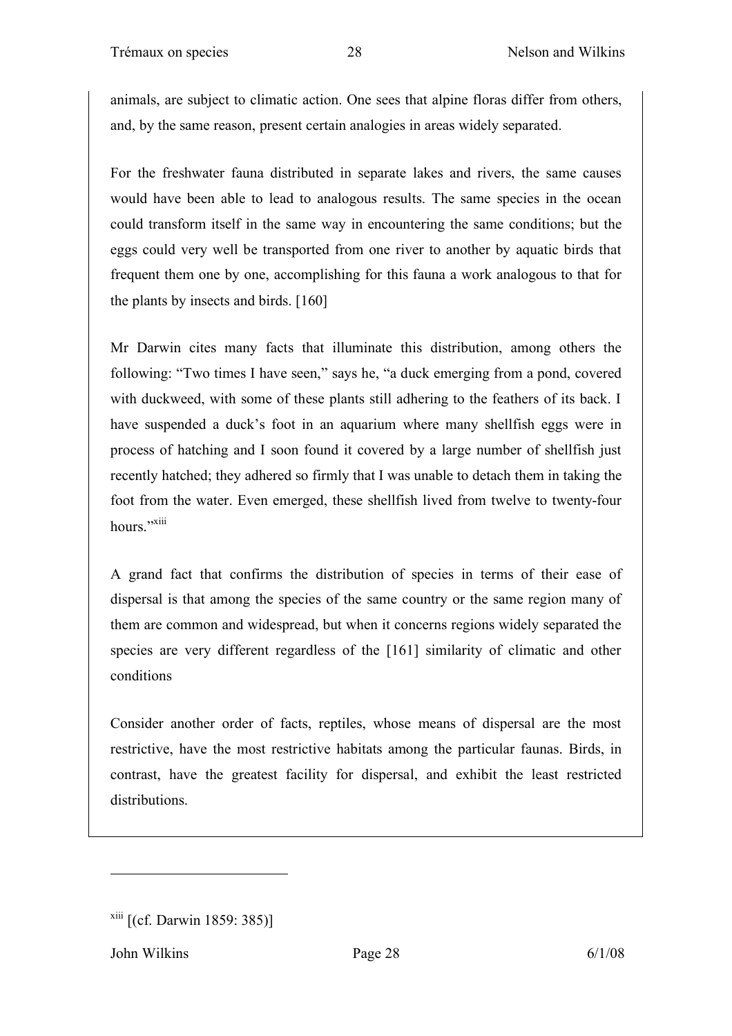animals, are subject to climatic action. One sees that alpine floras differ from others, and, by the same reason, present certain analogies in areas widely separated.

For the freshwater fauna distributed in separate lakes and rivers, the same causes would have been able to lead to analogous results. The same species in the ocean could transform itself in the same way in encountering the same conditions; but the eggs could very well be transported from one river to another by aquatic birds that frequent them one by one, accomplishing for this fauna a work analogous to that for the plants by insects and birds. [160]

Mr Darwin cites many facts that illuminate this distribution, among others the following: "Two times I have seen," says he, "a duck emerging from a pond, covered with duckweed, with some of these plants still adhering to the feathers of its back. I have suspended a duck's foot in an aquarium where many shellfish eggs were in process of hatching and I soon found it covered by a large number of shellfish just recently hatched; they adhered so firmly that I was unable to detach them in taking the foot from the water. Even emerged, these shellfish lived from twelve to twenty-four hours."[xiii]

A grand fact that confirms the distribution of species in terms of their ease of dispersal is that among the species of the same country or the same region many of them are common and widespread, but when it concerns regions widely separated the species are very different regardless of the [161] similarity of climatic and other conditions

Consider another order of facts, reptiles, whose means of dispersal are the most restrictive, have the most restrictive habitats among the particular faunas. Birds, in contrast, have the greatest facility for dispersal, and exhibit the least restricted distributions.

---

[xiii] [(cf. Darwin 1859: 385)]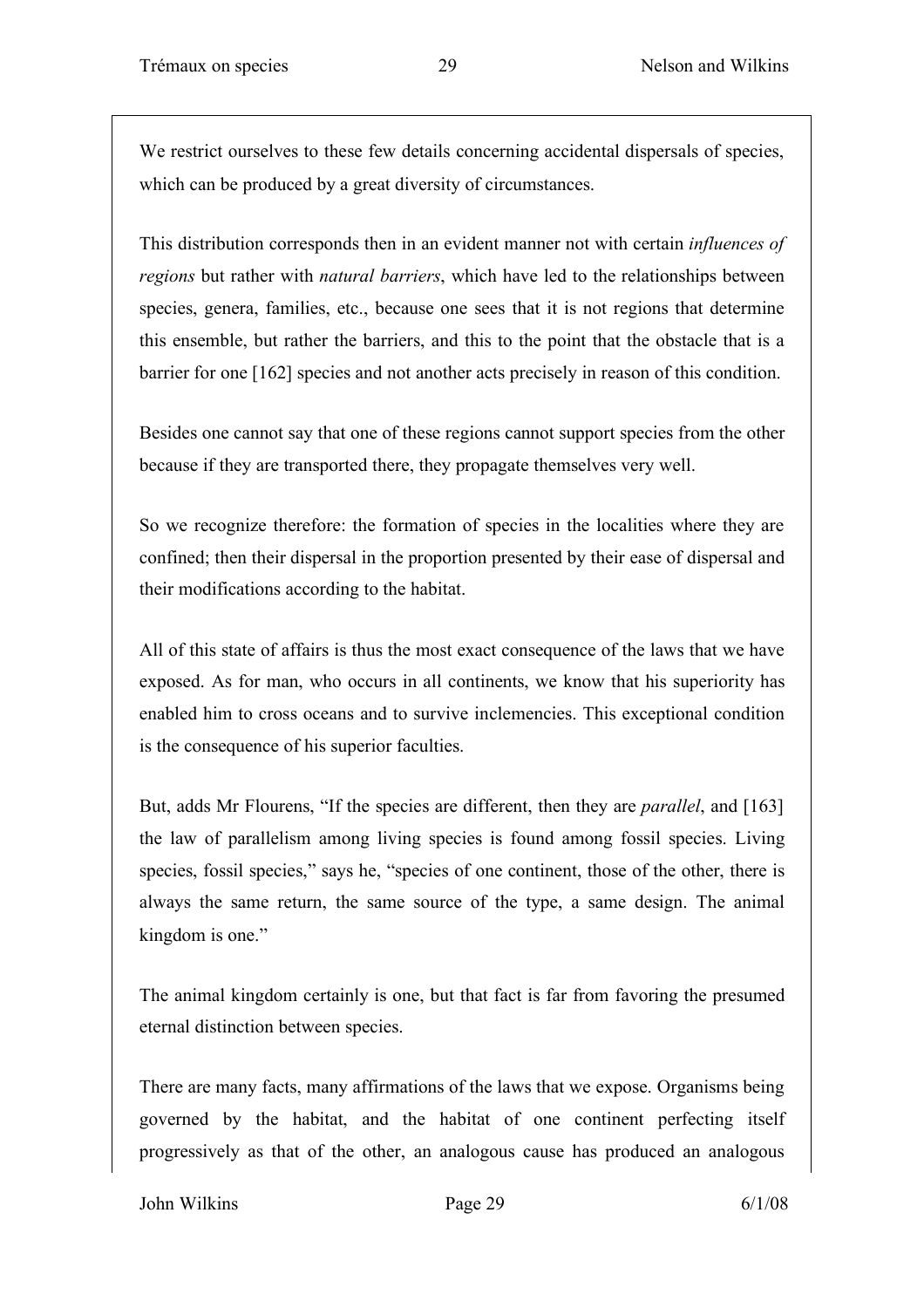We restrict ourselves to these few details concerning accidental dispersals of species, which can be produced by a great diversity of circumstances.

This distribution corresponds then in an evident manner not with certain *influences of regions* but rather with *natural barriers*, which have led to the relationships between species, genera, families, etc., because one sees that it is not regions that determine this ensemble, but rather the barriers, and this to the point that the obstacle that is a barrier for one [162] species and not another acts precisely in reason of this condition.

Besides one cannot say that one of these regions cannot support species from the other because if they are transported there, they propagate themselves very well.

So we recognize therefore: the formation of species in the localities where they are confined; then their dispersal in the proportion presented by their ease of dispersal and their modifications according to the habitat.

All of this state of affairs is thus the most exact consequence of the laws that we have exposed. As for man, who occurs in all continents, we know that his superiority has enabled him to cross oceans and to survive inclemencies. This exceptional condition is the consequence of his superior faculties.

But, adds Mr Flourens, "If the species are different, then they are *parallel*, and [163] the law of parallelism among living species is found among fossil species. Living species, fossil species," says he, "species of one continent, those of the other, there is always the same return, the same source of the type, a same design. The animal kingdom is one."

The animal kingdom certainly is one, but that fact is far from favoring the presumed eternal distinction between species.

There are many facts, many affirmations of the laws that we expose. Organisms being governed by the habitat, and the habitat of one continent perfecting itself progressively as that of the other, an analogous cause has produced an analogous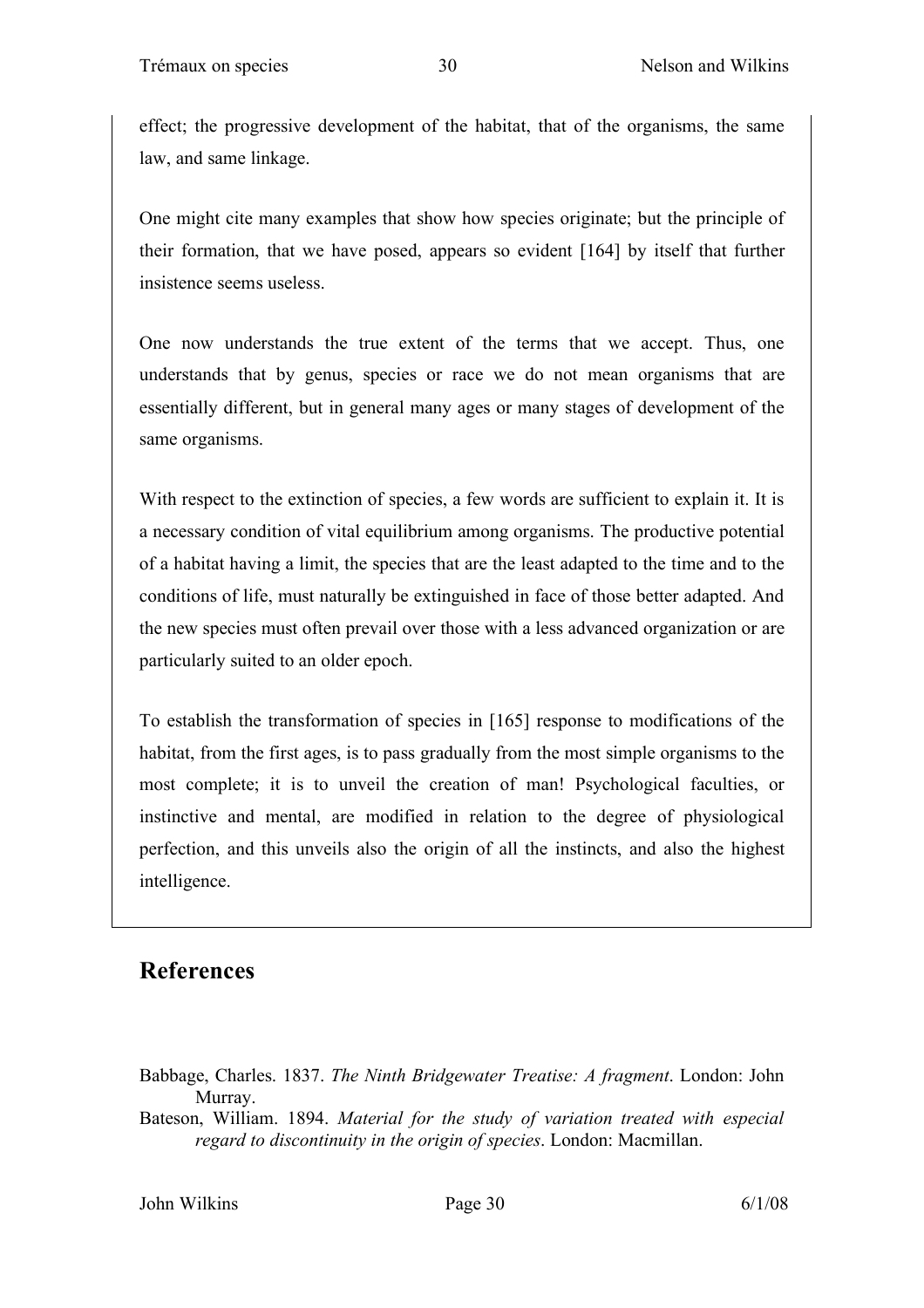effect; the progressive development of the habitat, that of the organisms, the same law, and same linkage.

One might cite many examples that show how species originate; but the principle of their formation, that we have posed, appears so evident [164] by itself that further insistence seems useless.

One now understands the true extent of the terms that we accept. Thus, one understands that by genus, species or race we do not mean organisms that are essentially different, but in general many ages or many stages of development of the same organisms.

With respect to the extinction of species, a few words are sufficient to explain it. It is a necessary condition of vital equilibrium among organisms. The productive potential of a habitat having a limit, the species that are the least adapted to the time and to the conditions of life, must naturally be extinguished in face of those better adapted. And the new species must often prevail over those with a less advanced organization or are particularly suited to an older epoch.

To establish the transformation of species in [165] response to modifications of the habitat, from the first ages, is to pass gradually from the most simple organisms to the most complete; it is to unveil the creation of man! Psychological faculties, or instinctive and mental, are modified in relation to the degree of physiological perfection, and this unveils also the origin of all the instincts, and also the highest intelligence.

## References

Babbage, Charles. 1837. *The Ninth Bridgewater Treatise: A fragment*. London: John Murray.

Bateson, William. 1894. *Material for the study of variation treated with especial regard to discontinuity in the origin of species*. London: Macmillan.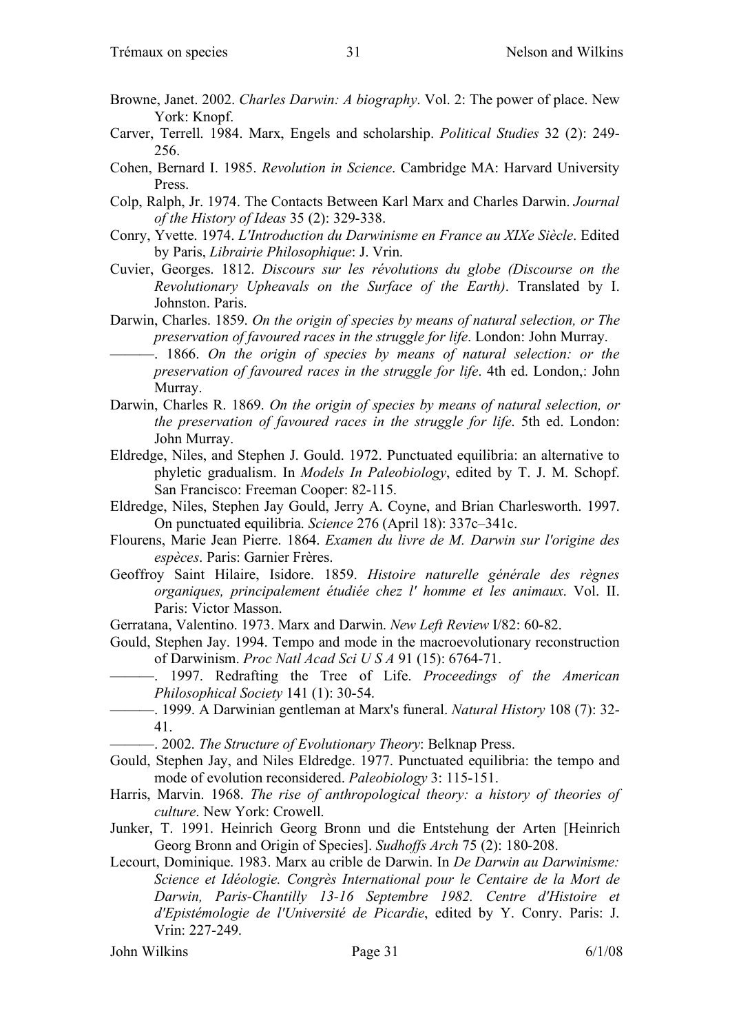Browne, Janet. 2002. *Charles Darwin: A biography*. Vol. 2: The power of place. New York: Knopf.

Carver, Terrell. 1984. Marx, Engels and scholarship. *Political Studies* 32 (2): 249-256.

Cohen, Bernard I. 1985. *Revolution in Science*. Cambridge MA: Harvard University Press.

Colp, Ralph, Jr. 1974. The Contacts Between Karl Marx and Charles Darwin. *Journal of the History of Ideas* 35 (2): 329-338.

Conry, Yvette. 1974. *L'Introduction du Darwinisme en France au XIXe Siècle*. Edited by Paris, *Librairie Philosophique*: J. Vrin.

Cuvier, Georges. 1812. *Discours sur les révolutions du globe (Discourse on the Revolutionary Upheavals on the Surface of the Earth)*. Translated by I. Johnston. Paris.

Darwin, Charles. 1859. *On the origin of species by means of natural selection, or The preservation of favoured races in the struggle for life*. London: John Murray.

———. 1866. *On the origin of species by means of natural selection: or the preservation of favoured races in the struggle for life*. 4th ed. London,: John Murray.

Darwin, Charles R. 1869. *On the origin of species by means of natural selection, or the preservation of favoured races in the struggle for life*. 5th ed. London: John Murray.

Eldredge, Niles, and Stephen J. Gould. 1972. Punctuated equilibria: an alternative to phyletic gradualism. In *Models In Paleobiology*, edited by T. J. M. Schopf. San Francisco: Freeman Cooper: 82-115.

Eldredge, Niles, Stephen Jay Gould, Jerry A. Coyne, and Brian Charlesworth. 1997. On punctuated equilibria. *Science* 276 (April 18): 337c–341c.

Flourens, Marie Jean Pierre. 1864. *Examen du livre de M. Darwin sur l'origine des espèces*. Paris: Garnier Frères.

Geoffroy Saint Hilaire, Isidore. 1859. *Histoire naturelle générale des règnes organiques, principalement étudiée chez l' homme et les animaux*. Vol. II. Paris: Victor Masson.

Gerratana, Valentino. 1973. Marx and Darwin. *New Left Review* I/82: 60-82.

Gould, Stephen Jay. 1994. Tempo and mode in the macroevolutionary reconstruction of Darwinism. *Proc Natl Acad Sci U S A* 91 (15): 6764-71.

———. 1997. Redrafting the Tree of Life. *Proceedings of the American Philosophical Society* 141 (1): 30-54.

———. 1999. A Darwinian gentleman at Marx's funeral. *Natural History* 108 (7): 32-41.

———. 2002. *The Structure of Evolutionary Theory*: Belknap Press.

Gould, Stephen Jay, and Niles Eldredge. 1977. Punctuated equilibria: the tempo and mode of evolution reconsidered. *Paleobiology* 3: 115-151.

Harris, Marvin. 1968. *The rise of anthropological theory: a history of theories of culture*. New York: Crowell.

Junker, T. 1991. Heinrich Georg Bronn und die Entstehung der Arten [Heinrich Georg Bronn and Origin of Species]. *Sudhoffs Arch* 75 (2): 180-208.

Lecourt, Dominique. 1983. Marx au crible de Darwin. In *De Darwin au Darwinisme: Science et Idéologie. Congrès International pour le Centaire de la Mort de Darwin, Paris-Chantilly 13-16 Septembre 1982. Centre d'Histoire et d'Epistémologie de l'Université de Picardie*, edited by Y. Conry. Paris: J. Vrin: 227-249.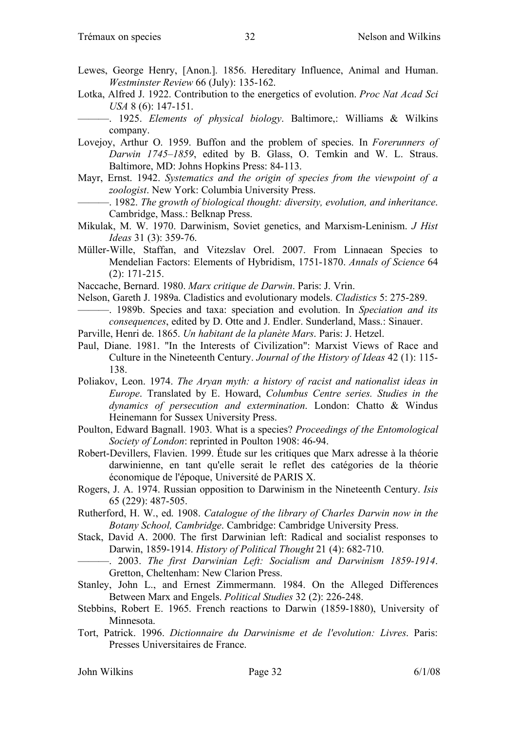Lewes, George Henry, [Anon.]. 1856. Hereditary Influence, Animal and Human. *Westminster Review* 66 (July): 135-162.

Lotka, Alfred J. 1922. Contribution to the energetics of evolution. *Proc Nat Acad Sci USA* 8 (6): 147-151.

———. 1925. *Elements of physical biology*. Baltimore,: Williams & Wilkins company.

Lovejoy, Arthur O. 1959. Buffon and the problem of species. In *Forerunners of Darwin 1745–1859*, edited by B. Glass, O. Temkin and W. L. Straus. Baltimore, MD: Johns Hopkins Press: 84-113.

Mayr, Ernst. 1942. *Systematics and the origin of species from the viewpoint of a zoologist*. New York: Columbia University Press.

———. 1982. *The growth of biological thought: diversity, evolution, and inheritance*. Cambridge, Mass.: Belknap Press.

Mikulak, M. W. 1970. Darwinism, Soviet genetics, and Marxism-Leninism. *J Hist Ideas* 31 (3): 359-76.

Müller-Wille, Staffan, and Vitezslav Orel. 2007. From Linnaean Species to Mendelian Factors: Elements of Hybridism, 1751-1870. *Annals of Science* 64 (2): 171-215.

Naccache, Bernard. 1980. *Marx critique de Darwin*. Paris: J. Vrin.

Nelson, Gareth J. 1989a. Cladistics and evolutionary models. *Cladistics* 5: 275-289.

———. 1989b. Species and taxa: speciation and evolution. In *Speciation and its consequences*, edited by D. Otte and J. Endler. Sunderland, Mass.: Sinauer.

Parville, Henri de. 1865. *Un habitant de la planète Mars*. Paris: J. Hetzel.

Paul, Diane. 1981. "In the Interests of Civilization": Marxist Views of Race and Culture in the Nineteenth Century. *Journal of the History of Ideas* 42 (1): 115-138.

Poliakov, Leon. 1974. *The Aryan myth: a history of racist and nationalist ideas in Europe*. Translated by E. Howard, *Columbus Centre series. Studies in the dynamics of persecution and extermination*. London: Chatto & Windus Heinemann for Sussex University Press.

Poulton, Edward Bagnall. 1903. What is a species? *Proceedings of the Entomological Society of London*: reprinted in Poulton 1908: 46-94.

Robert-Devillers, Flavien. 1999. Étude sur les critiques que Marx adresse à la théorie darwinienne, en tant qu'elle serait le reflet des catégories de la théorie économique de l'époque, Université de PARIS X.

Rogers, J. A. 1974. Russian opposition to Darwinism in the Nineteenth Century. *Isis* 65 (229): 487-505.

Rutherford, H. W., ed. 1908. *Catalogue of the library of Charles Darwin now in the Botany School, Cambridge*. Cambridge: Cambridge University Press.

Stack, David A. 2000. The first Darwinian left: Radical and socialist responses to Darwin, 1859-1914. *History of Political Thought* 21 (4): 682-710.

———. 2003. *The first Darwinian Left: Socialism and Darwinism 1859-1914*. Gretton, Cheltenham: New Clarion Press.

Stanley, John L., and Ernest Zimmermann. 1984. On the Alleged Differences Between Marx and Engels. *Political Studies* 32 (2): 226-248.

Stebbins, Robert E. 1965. French reactions to Darwin (1859-1880), University of Minnesota.

Tort, Patrick. 1996. *Dictionnaire du Darwinisme et de l'evolution: Livres*. Paris: Presses Universitaires de France.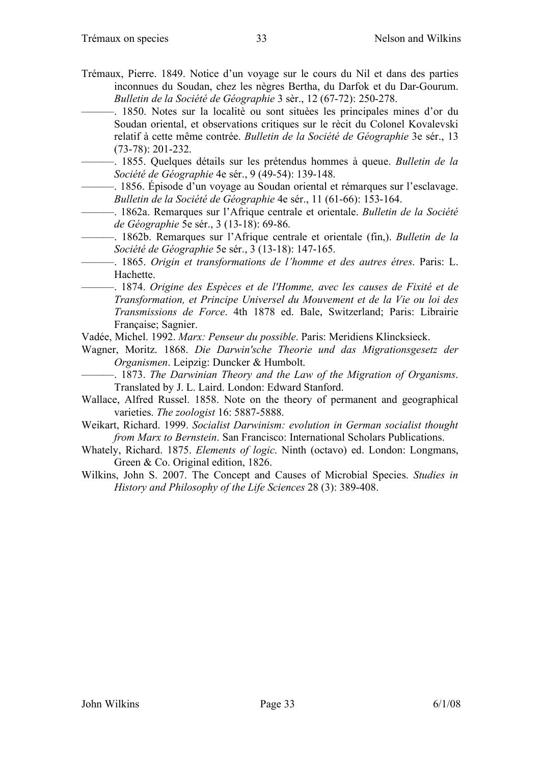Trémaux, Pierre. 1849. Notice d'un voyage sur le cours du Nil et dans des parties inconnues du Soudan, chez les nègres Bertha, du Darfok et du Dar-Gourum. *Bulletin de la Société de Géographie* 3 sèr., 12 (67-72): 250-278.

———. 1850. Notes sur la localitè ou sont situèes les principales mines d'or du Soudan oriental, et observations critiques sur le rècit du Colonel Kovalevski relatif à cette même contrée. *Bulletin de la Société de Géographie* 3e sér., 13 (73-78): 201-232.

———. 1855. Quelques détails sur les prétendus hommes à queue. *Bulletin de la Société de Géographie* 4e sér., 9 (49-54): 139-148.

———. 1856. Épisode d'un voyage au Soudan oriental et rémarques sur l'esclavage. *Bulletin de la Société de Géographie* 4e sér., 11 (61-66): 153-164.

———. 1862a. Remarques sur l'Afrique centrale et orientale. *Bulletin de la Société de Géographie* 5e sér., 3 (13-18): 69-86.

———. 1862b. Remarques sur l'Afrique centrale et orientale (fin,). *Bulletin de la Société de Géographie* 5e sér., 3 (13-18): 147-165.

———. 1865. *Origin et transformations de l'homme et des autres étres*. Paris: L. Hachette.

———. 1874. *Origine des Espèces et de l'Homme, avec les causes de Fixité et de Transformation, et Principe Universel du Mouvement et de la Vie ou loi des Transmissions de Force*. 4th 1878 ed. Bale, Switzerland; Paris: Librairie Française; Sagnier.

Vadée, Michel. 1992. *Marx: Penseur du possible*. Paris: Meridiens Klincksieck.

Wagner, Moritz. 1868. *Die Darwin'sche Theorie und das Migrationsgesetz der Organismen*. Leipzig: Duncker & Humbolt.

———. 1873. *The Darwinian Theory and the Law of the Migration of Organisms*. Translated by J. L. Laird. London: Edward Stanford.

Wallace, Alfred Russel. 1858. Note on the theory of permanent and geographical varieties. *The zoologist* 16: 5887-5888.

Weikart, Richard. 1999. *Socialist Darwinism: evolution in German socialist thought from Marx to Bernstein*. San Francisco: International Scholars Publications.

Whately, Richard. 1875. *Elements of logic*. Ninth (octavo) ed. London: Longmans, Green & Co. Original edition, 1826.

Wilkins, John S. 2007. The Concept and Causes of Microbial Species. *Studies in History and Philosophy of the Life Sciences* 28 (3): 389-408.